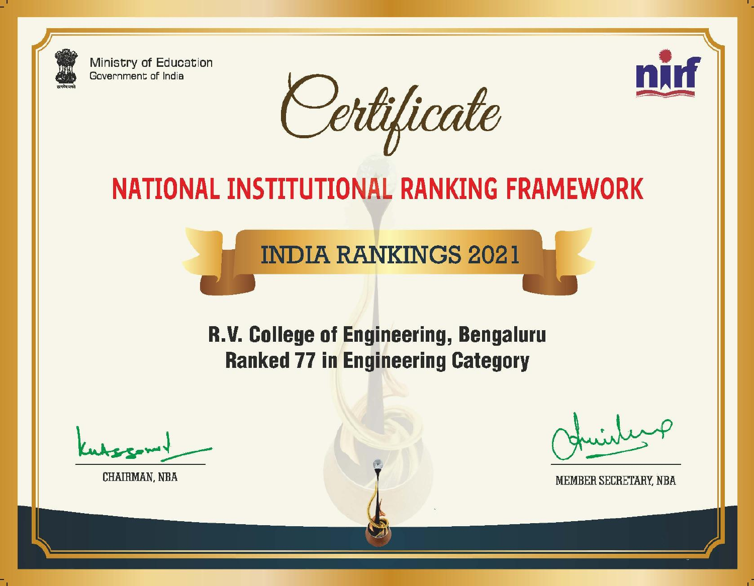Ministry of Education
Government of India

# Certificate

## NATIONAL INSTITUTIONAL RANKING FRAMEWORK

### INDIA RANKINGS 2021

**R.V. College of Engineering, Bengaluru**
**Ranked 77 in Engineering Category**

CHAIRMAN, NBA

MEMBER SECRETARY, NBA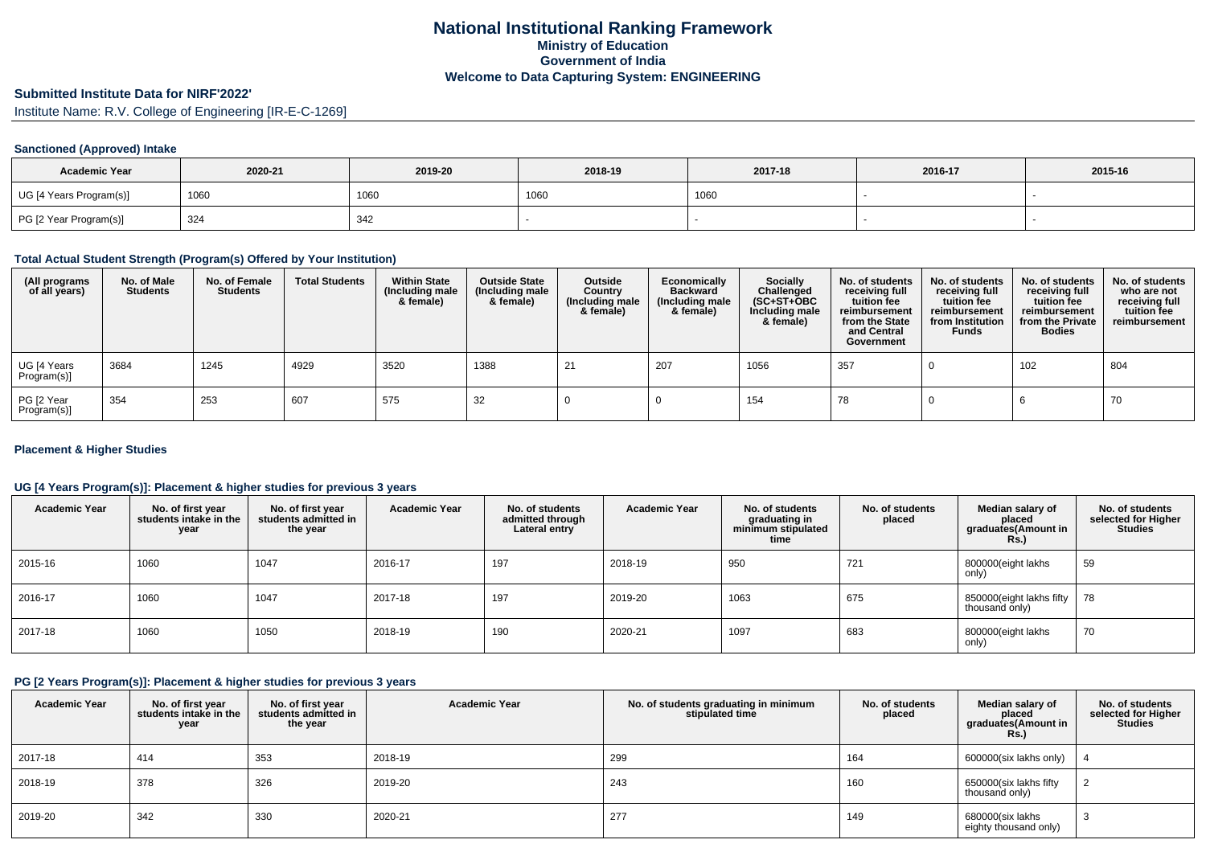# National Institutional Ranking Framework
## Ministry of Education
## Government of India
## Welcome to Data Capturing System: ENGINEERING

### Submitted Institute Data for NIRF'2022'

Institute Name: R.V. College of Engineering [IR-E-C-1269]

#### Sanctioned (Approved) Intake

| Academic Year | 2020-21 | 2019-20 | 2018-19 | 2017-18 | 2016-17 | 2015-16 |
|---|---|---|---|---|---|---|
| UG [4 Years Program(s)] | 1060 | 1060 | 1060 | 1060 | - | - |
| PG [2 Year Program(s)] | 324 | 342 | - | - | - | - |

#### Total Actual Student Strength (Program(s) Offered by Your Institution)

| (All programs of all years) | No. of Male Students | No. of Female Students | Total Students | Within State (Including male & female) | Outside State (Including male & female) | Outside Country (Including male & female) | Economically Backward (Including male & female) | Socially Challenged (SC+ST+OBC Including male & female) | No. of students receiving full tuition fee reimbursement from the State and Central Government | No. of students receiving full tuition fee reimbursement from Institution Funds | No. of students receiving full tuition fee reimbursement from the Private Bodies | No. of students who are not receiving full tuition fee reimbursement |
|---|---|---|---|---|---|---|---|---|---|---|---|---|
| UG [4 Years Program(s)] | 3684 | 1245 | 4929 | 3520 | 1388 | 21 | 207 | 1056 | 357 | 0 | 102 | 804 |
| PG [2 Year Program(s)] | 354 | 253 | 607 | 575 | 32 | 0 | 0 | 154 | 78 | 0 | 6 | 70 |

#### Placement & Higher Studies

#### UG [4 Years Program(s)]: Placement & higher studies for previous 3 years

| Academic Year | No. of first year students intake in the year | No. of first year students admitted in the year | Academic Year | No. of students admitted through Lateral entry | Academic Year | No. of students graduating in minimum stipulated time | No. of students placed | Median salary of placed graduates(Amount in Rs.) | No. of students selected for Higher Studies |
|---|---|---|---|---|---|---|---|---|---|
| 2015-16 | 1060 | 1047 | 2016-17 | 197 | 2018-19 | 950 | 721 | 800000(eight lakhs only) | 59 |
| 2016-17 | 1060 | 1047 | 2017-18 | 197 | 2019-20 | 1063 | 675 | 850000(eight lakhs fifty thousand only) | 78 |
| 2017-18 | 1060 | 1050 | 2018-19 | 190 | 2020-21 | 1097 | 683 | 800000(eight lakhs only) | 70 |

#### PG [2 Years Program(s)]: Placement & higher studies for previous 3 years

| Academic Year | No. of first year students intake in the year | No. of first year students admitted in the year | Academic Year | No. of students graduating in minimum stipulated time | No. of students placed | Median salary of placed graduates(Amount in Rs.) | No. of students selected for Higher Studies |
|---|---|---|---|---|---|---|---|
| 2017-18 | 414 | 353 | 2018-19 | 299 | 164 | 600000(six lakhs only) | 4 |
| 2018-19 | 378 | 326 | 2019-20 | 243 | 160 | 650000(six lakhs fifty thousand only) | 2 |
| 2019-20 | 342 | 330 | 2020-21 | 277 | 149 | 680000(six lakhs eighty thousand only) | 3 |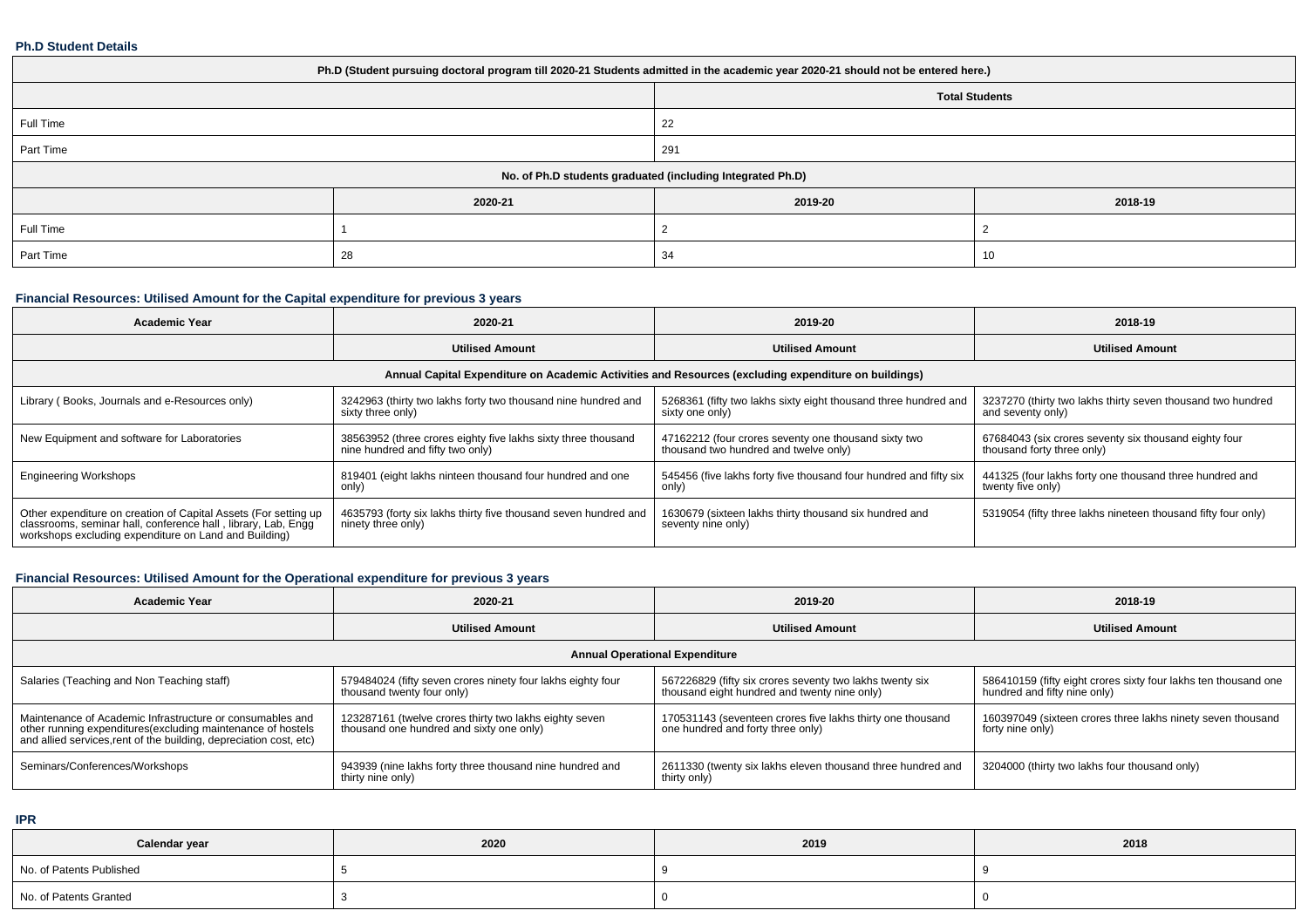**Ph.D Student Details**

| Ph.D (Student pursuing doctoral program till 2020-21 Students admitted in the academic year 2020-21 should not be entered here.) | | | |
|---|---|---|---|
| | | Total Students | |
| Full Time | | 22 | |
| Part Time | | 291 | |
| No. of Ph.D students graduated (including Integrated Ph.D) | | | |
| | 2020-21 | 2019-20 | 2018-19 |
| Full Time | 1 | 2 | 2 |
| Part Time | 28 | 34 | 10 |

**Financial Resources: Utilised Amount for the Capital expenditure for previous 3 years**

| Academic Year | 2020-21 | 2019-20 | 2018-19 |
|---|---|---|---|
| | Utilised Amount | Utilised Amount | Utilised Amount |
| Annual Capital Expenditure on Academic Activities and Resources (excluding expenditure on buildings) | | | |
| Library ( Books, Journals and e-Resources only) | 3242963 (thirty two lakhs forty two thousand nine hundred and sixty three only) | 5268361 (fifty two lakhs sixty eight thousand three hundred and sixty one only) | 3237270 (thirty two lakhs thirty seven thousand two hundred and seventy only) |
| New Equipment and software for Laboratories | 38563952 (three crores eighty five lakhs sixty three thousand nine hundred and fifty two only) | 47162212 (four crores seventy one thousand sixty two thousand two hundred and twelve only) | 67684043 (six crores seventy six thousand eighty four thousand forty three only) |
| Engineering Workshops | 819401 (eight lakhs ninteen thousand four hundred and one only) | 545456 (five lakhs forty five thousand four hundred and fifty six only) | 441325 (four lakhs forty one thousand three hundred and twenty five only) |
| Other expenditure on creation of Capital Assets (For setting up classrooms, seminar hall, conference hall , library, Lab, Engg workshops excluding expenditure on Land and Building) | 4635793 (forty six lakhs thirty five thousand seven hundred and ninety three only) | 1630679 (sixteen lakhs thirty thousand six hundred and seventy nine only) | 5319054 (fifty three lakhs nineteen thousand fifty four only) |

**Financial Resources: Utilised Amount for the Operational expenditure for previous 3 years**

| Academic Year | 2020-21 | 2019-20 | 2018-19 |
|---|---|---|---|
| | Utilised Amount | Utilised Amount | Utilised Amount |
| Annual Operational Expenditure | | | |
| Salaries (Teaching and Non Teaching staff) | 579484024 (fifty seven crores ninety four lakhs eighty four thousand twenty four only) | 567226829 (fifty six crores seventy two lakhs twenty six thousand eight hundred and twenty nine only) | 586410159 (fifty eight crores sixty four lakhs ten thousand one hundred and fifty nine only) |
| Maintenance of Academic Infrastructure or consumables and other running expenditures(excluding maintenance of hostels and allied services,rent of the building, depreciation cost, etc) | 123287161 (twelve crores thirty two lakhs eighty seven thousand one hundred and sixty one only) | 170531143 (seventeen crores five lakhs thirty one thousand one hundred and forty three only) | 160397049 (sixteen crores three lakhs ninety seven thousand forty nine only) |
| Seminars/Conferences/Workshops | 943939 (nine lakhs forty three thousand nine hundred and thirty nine only) | 2611330 (twenty six lakhs eleven thousand three hundred and thirty only) | 3204000 (thirty two lakhs four thousand only) |

**IPR**

| Calendar year | 2020 | 2019 | 2018 |
|---|---|---|---|
| No. of Patents Published | 5 | 9 | 9 |
| No. of Patents Granted | 3 | 0 | 0 |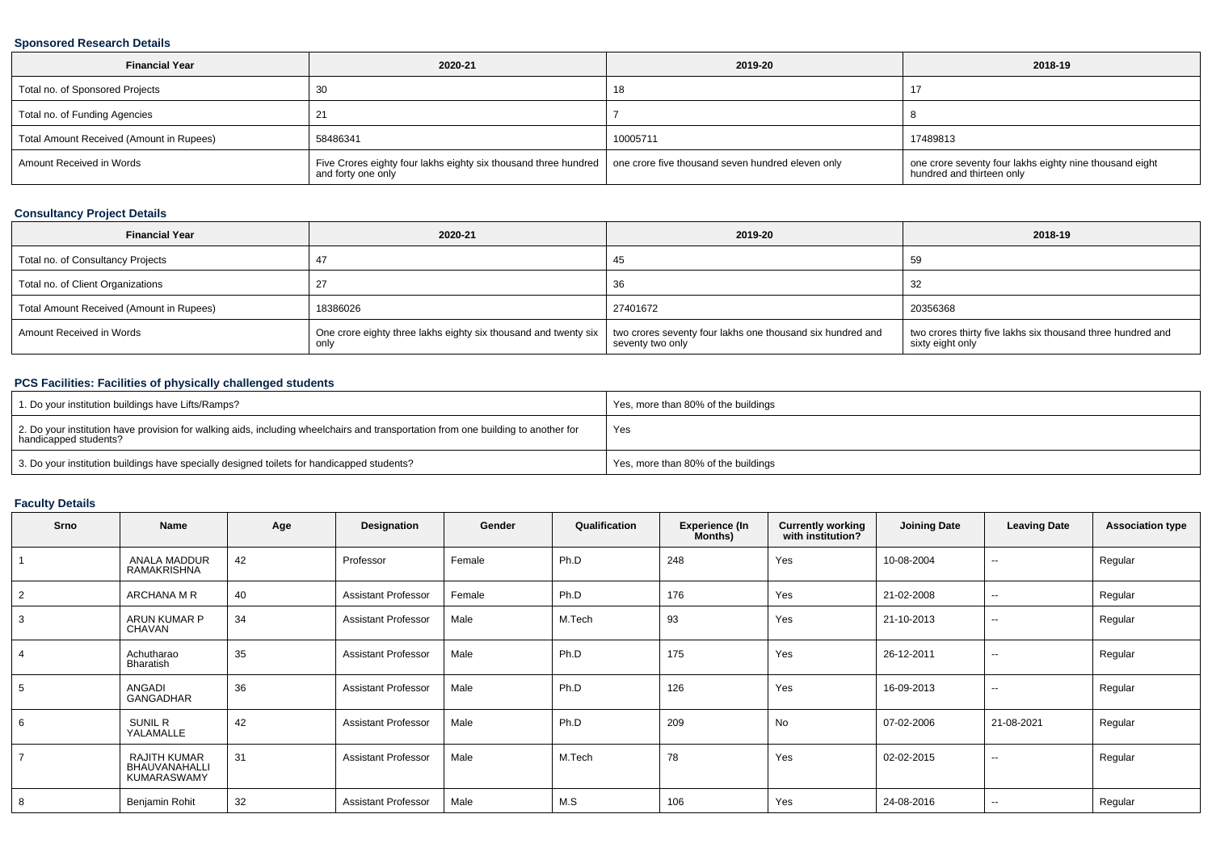### Sponsored Research Details

| Financial Year | 2020-21 | 2019-20 | 2018-19 |
|---|---|---|---|
| Total no. of Sponsored Projects | 30 | 18 | 17 |
| Total no. of Funding Agencies | 21 | 7 | 8 |
| Total Amount Received (Amount in Rupees) | 58486341 | 10005711 | 17489813 |
| Amount Received in Words | Five Crores eighty four lakhs eighty six thousand three hundred and forty one only | one crore five thousand seven hundred eleven only | one crore seventy four lakhs eighty nine thousand eight hundred and thirteen only |

### Consultancy Project Details

| Financial Year | 2020-21 | 2019-20 | 2018-19 |
|---|---|---|---|
| Total no. of Consultancy Projects | 47 | 45 | 59 |
| Total no. of Client Organizations | 27 | 36 | 32 |
| Total Amount Received (Amount in Rupees) | 18386026 | 27401672 | 20356368 |
| Amount Received in Words | One crore eighty three lakhs eighty six thousand and twenty six only | two crores seventy four lakhs one thousand six hundred and seventy two only | two crores thirty five lakhs six thousand three hundred and sixty eight only |

### PCS Facilities: Facilities of physically challenged students

| | |
|---|---|
| 1. Do your institution buildings have Lifts/Ramps? | Yes, more than 80% of the buildings |
| 2. Do your institution have provision for walking aids, including wheelchairs and transportation from one building to another for handicapped students? | Yes |
| 3. Do your institution buildings have specially designed toilets for handicapped students? | Yes, more than 80% of the buildings |

### Faculty Details

| Srno | Name | Age | Designation | Gender | Qualification | Experience (In Months) | Currently working with institution? | Joining Date | Leaving Date | Association type |
|---|---|---|---|---|---|---|---|---|---|---|
| 1 | ANALA MADDUR RAMAKRISHNA | 42 | Professor | Female | Ph.D | 248 | Yes | 10-08-2004 | -- | Regular |
| 2 | ARCHANA M R | 40 | Assistant Professor | Female | Ph.D | 176 | Yes | 21-02-2008 | -- | Regular |
| 3 | ARUN KUMAR P CHAVAN | 34 | Assistant Professor | Male | M.Tech | 93 | Yes | 21-10-2013 | -- | Regular |
| 4 | Achutharao Bharatish | 35 | Assistant Professor | Male | Ph.D | 175 | Yes | 26-12-2011 | -- | Regular |
| 5 | ANGADI GANGADHAR | 36 | Assistant Professor | Male | Ph.D | 126 | Yes | 16-09-2013 | -- | Regular |
| 6 | SUNIL R YALAMALLE | 42 | Assistant Professor | Male | Ph.D | 209 | No | 07-02-2006 | 21-08-2021 | Regular |
| 7 | RAJITH KUMAR BHAUVANAHALLI KUMARASWAMY | 31 | Assistant Professor | Male | M.Tech | 78 | Yes | 02-02-2015 | -- | Regular |
| 8 | Benjamin Rohit | 32 | Assistant Professor | Male | M.S | 106 | Yes | 24-08-2016 | -- | Regular |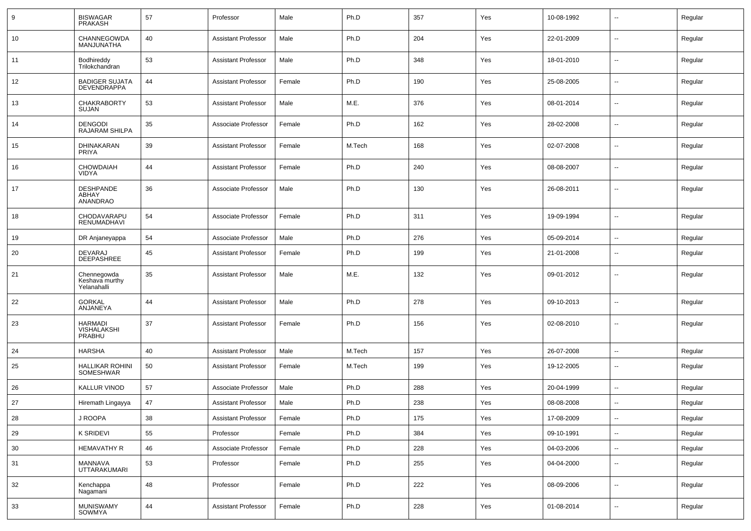| 9 | BISWAGAR PRAKASH | 57 | Professor | Male | Ph.D | 357 | Yes | 10-08-1992 | -- | Regular |
|---|---|---|---|---|---|---|---|---|---|---|
| 10 | CHANNEGOWDA MANJUNATHA | 40 | Assistant Professor | Male | Ph.D | 204 | Yes | 22-01-2009 | -- | Regular |
| 11 | Bodhireddy Trilokchandran | 53 | Assistant Professor | Male | Ph.D | 348 | Yes | 18-01-2010 | -- | Regular |
| 12 | BADIGER SUJATA DEVENDRAPPA | 44 | Assistant Professor | Female | Ph.D | 190 | Yes | 25-08-2005 | -- | Regular |
| 13 | CHAKRABORTY SUJAN | 53 | Assistant Professor | Male | M.E. | 376 | Yes | 08-01-2014 | -- | Regular |
| 14 | DENGODI RAJARAM SHILPA | 35 | Associate Professor | Female | Ph.D | 162 | Yes | 28-02-2008 | -- | Regular |
| 15 | DHINAKARAN PRIYA | 39 | Assistant Professor | Female | M.Tech | 168 | Yes | 02-07-2008 | -- | Regular |
| 16 | CHOWDAIAH VIDYA | 44 | Assistant Professor | Female | Ph.D | 240 | Yes | 08-08-2007 | -- | Regular |
| 17 | DESHPANDE ABHAY ANANDRAO | 36 | Associate Professor | Male | Ph.D | 130 | Yes | 26-08-2011 | -- | Regular |
| 18 | CHODAVARAPU RENUMADHAVI | 54 | Associate Professor | Female | Ph.D | 311 | Yes | 19-09-1994 | -- | Regular |
| 19 | DR Anjaneyappa | 54 | Associate Professor | Male | Ph.D | 276 | Yes | 05-09-2014 | -- | Regular |
| 20 | DEVARAJ DEEPASHREE | 45 | Assistant Professor | Female | Ph.D | 199 | Yes | 21-01-2008 | -- | Regular |
| 21 | Chennegowda Keshava murthy Yelanahalli | 35 | Assistant Professor | Male | M.E. | 132 | Yes | 09-01-2012 | -- | Regular |
| 22 | GORKAL ANJANEYA | 44 | Assistant Professor | Male | Ph.D | 278 | Yes | 09-10-2013 | -- | Regular |
| 23 | HARMADI VISHALAKSHI PRABHU | 37 | Assistant Professor | Female | Ph.D | 156 | Yes | 02-08-2010 | -- | Regular |
| 24 | HARSHA | 40 | Assistant Professor | Male | M.Tech | 157 | Yes | 26-07-2008 | -- | Regular |
| 25 | HALLIKAR ROHINI SOMESHWAR | 50 | Assistant Professor | Female | M.Tech | 199 | Yes | 19-12-2005 | -- | Regular |
| 26 | KALLUR VINOD | 57 | Associate Professor | Male | Ph.D | 288 | Yes | 20-04-1999 | -- | Regular |
| 27 | Hiremath Lingayya | 47 | Assistant Professor | Male | Ph.D | 238 | Yes | 08-08-2008 | -- | Regular |
| 28 | J ROOPA | 38 | Assistant Professor | Female | Ph.D | 175 | Yes | 17-08-2009 | -- | Regular |
| 29 | K SRIDEVI | 55 | Professor | Female | Ph.D | 384 | Yes | 09-10-1991 | -- | Regular |
| 30 | HEMAVATHY R | 46 | Associate Professor | Female | Ph.D | 228 | Yes | 04-03-2006 | -- | Regular |
| 31 | MANNAVA UTTARAKUMARI | 53 | Professor | Female | Ph.D | 255 | Yes | 04-04-2000 | -- | Regular |
| 32 | Kenchappa Nagamani | 48 | Professor | Female | Ph.D | 222 | Yes | 08-09-2006 | -- | Regular |
| 33 | MUNISWAMY SOWMYA | 44 | Assistant Professor | Female | Ph.D | 228 | Yes | 01-08-2014 | -- | Regular |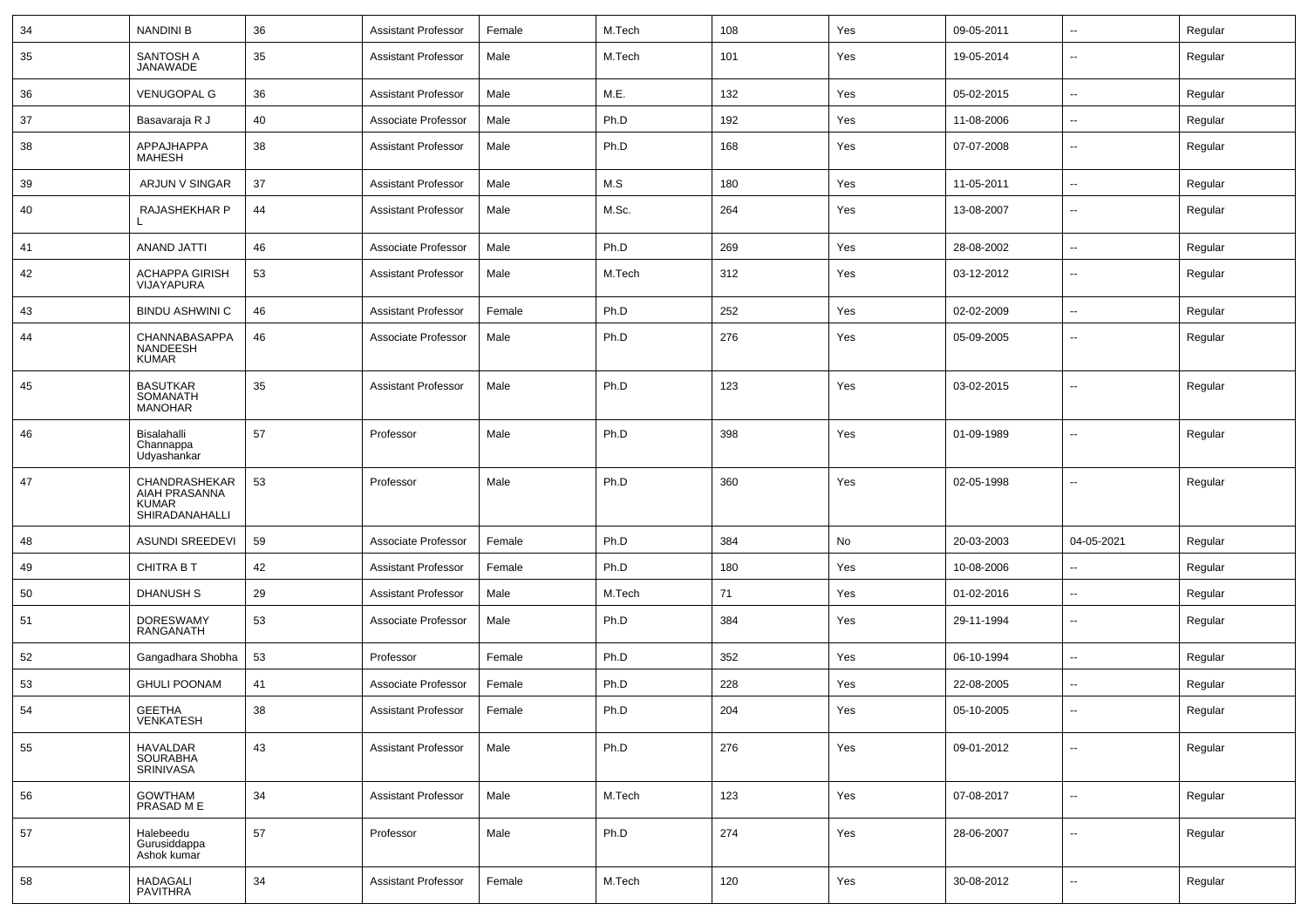| 34 | NANDINI B | 36 | Assistant Professor | Female | M.Tech | 108 | Yes | 09-05-2011 | -- | Regular |
|---|---|---|---|---|---|---|---|---|---|---|
| 35 | SANTOSH A JANAWADE | 35 | Assistant Professor | Male | M.Tech | 101 | Yes | 19-05-2014 | -- | Regular |
| 36 | VENUGOPAL G | 36 | Assistant Professor | Male | M.E. | 132 | Yes | 05-02-2015 | -- | Regular |
| 37 | Basavaraja R J | 40 | Associate Professor | Male | Ph.D | 192 | Yes | 11-08-2006 | -- | Regular |
| 38 | APPAJHAPPA MAHESH | 38 | Assistant Professor | Male | Ph.D | 168 | Yes | 07-07-2008 | -- | Regular |
| 39 | ARJUN V SINGAR | 37 | Assistant Professor | Male | M.S | 180 | Yes | 11-05-2011 | -- | Regular |
| 40 | RAJASHEKHAR P L | 44 | Assistant Professor | Male | M.Sc. | 264 | Yes | 13-08-2007 | -- | Regular |
| 41 | ANAND JATTI | 46 | Associate Professor | Male | Ph.D | 269 | Yes | 28-08-2002 | -- | Regular |
| 42 | ACHAPPA GIRISH VIJAYAPURA | 53 | Assistant Professor | Male | M.Tech | 312 | Yes | 03-12-2012 | -- | Regular |
| 43 | BINDU ASHWINI C | 46 | Assistant Professor | Female | Ph.D | 252 | Yes | 02-02-2009 | -- | Regular |
| 44 | CHANNABASAPPA NANDEESH KUMAR | 46 | Associate Professor | Male | Ph.D | 276 | Yes | 05-09-2005 | -- | Regular |
| 45 | BASUTKAR SOMANATH MANOHAR | 35 | Assistant Professor | Male | Ph.D | 123 | Yes | 03-02-2015 | -- | Regular |
| 46 | Bisalahalli Channappa Udyashankar | 57 | Professor | Male | Ph.D | 398 | Yes | 01-09-1989 | -- | Regular |
| 47 | CHANDRASHEKARAIAH PRASANNA KUMAR SHIRADANAHALLI | 53 | Professor | Male | Ph.D | 360 | Yes | 02-05-1998 | -- | Regular |
| 48 | ASUNDI SREEDEVI | 59 | Associate Professor | Female | Ph.D | 384 | No | 20-03-2003 | 04-05-2021 | Regular |
| 49 | CHITRA B T | 42 | Assistant Professor | Female | Ph.D | 180 | Yes | 10-08-2006 | -- | Regular |
| 50 | DHANUSH S | 29 | Assistant Professor | Male | M.Tech | 71 | Yes | 01-02-2016 | -- | Regular |
| 51 | DORESWAMY RANGANATH | 53 | Associate Professor | Male | Ph.D | 384 | Yes | 29-11-1994 | -- | Regular |
| 52 | Gangadhara Shobha | 53 | Professor | Female | Ph.D | 352 | Yes | 06-10-1994 | -- | Regular |
| 53 | GHULI POONAM | 41 | Associate Professor | Female | Ph.D | 228 | Yes | 22-08-2005 | -- | Regular |
| 54 | GEETHA VENKATESH | 38 | Assistant Professor | Female | Ph.D | 204 | Yes | 05-10-2005 | -- | Regular |
| 55 | HAVALDAR SOURABHA SRINIVASA | 43 | Assistant Professor | Male | Ph.D | 276 | Yes | 09-01-2012 | -- | Regular |
| 56 | GOWTHAM PRASAD M E | 34 | Assistant Professor | Male | M.Tech | 123 | Yes | 07-08-2017 | -- | Regular |
| 57 | Halebeedu Gurusiddappa Ashok kumar | 57 | Professor | Male | Ph.D | 274 | Yes | 28-06-2007 | -- | Regular |
| 58 | HADAGALI PAVITHRA | 34 | Assistant Professor | Female | M.Tech | 120 | Yes | 30-08-2012 | -- | Regular |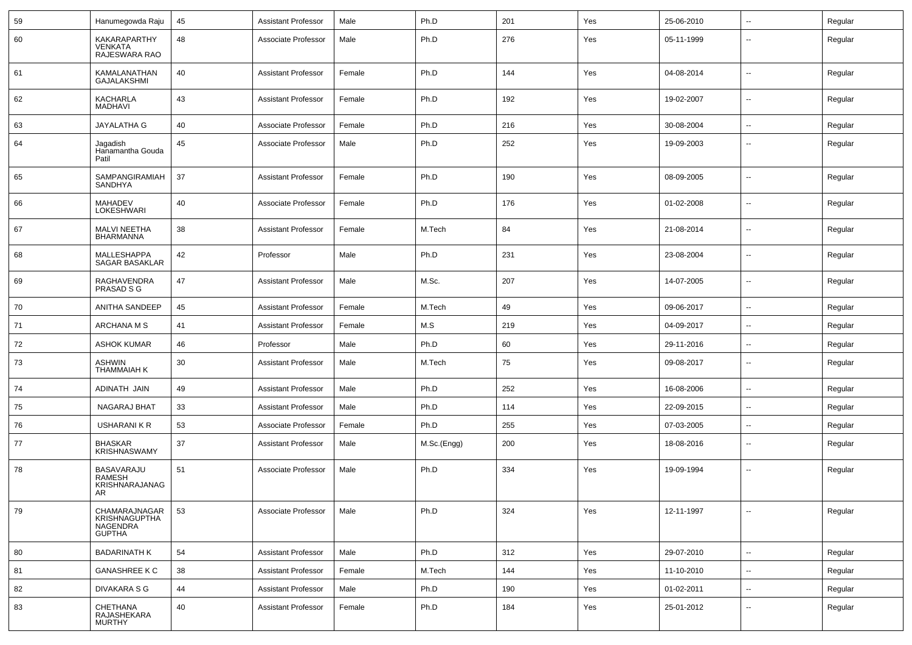| 59 | Hanumegowda Raju | 45 | Assistant Professor | Male | Ph.D | 201 | Yes | 25-06-2010 | -- | Regular |
|---|---|---|---|---|---|---|---|---|---|---|
| 60 | KAKARAPARTHY VENKATA RAJESWARA RAO | 48 | Associate Professor | Male | Ph.D | 276 | Yes | 05-11-1999 | -- | Regular |
| 61 | KAMALANATHAN GAJALAKSHMI | 40 | Assistant Professor | Female | Ph.D | 144 | Yes | 04-08-2014 | -- | Regular |
| 62 | KACHARLA MADHAVI | 43 | Assistant Professor | Female | Ph.D | 192 | Yes | 19-02-2007 | -- | Regular |
| 63 | JAYALATHA G | 40 | Associate Professor | Female | Ph.D | 216 | Yes | 30-08-2004 | -- | Regular |
| 64 | Jagadish Hanamantha Gouda Patil | 45 | Associate Professor | Male | Ph.D | 252 | Yes | 19-09-2003 | -- | Regular |
| 65 | SAMPANGIRAMIAH SANDHYA | 37 | Assistant Professor | Female | Ph.D | 190 | Yes | 08-09-2005 | -- | Regular |
| 66 | MAHADEV LOKESHWARI | 40 | Associate Professor | Female | Ph.D | 176 | Yes | 01-02-2008 | -- | Regular |
| 67 | MALVI NEETHA BHARMANNA | 38 | Assistant Professor | Female | M.Tech | 84 | Yes | 21-08-2014 | -- | Regular |
| 68 | MALLESHAPPA SAGAR BASAKLAR | 42 | Professor | Male | Ph.D | 231 | Yes | 23-08-2004 | -- | Regular |
| 69 | RAGHAVENDRA PRASAD S G | 47 | Assistant Professor | Male | M.Sc. | 207 | Yes | 14-07-2005 | -- | Regular |
| 70 | ANITHA SANDEEP | 45 | Assistant Professor | Female | M.Tech | 49 | Yes | 09-06-2017 | -- | Regular |
| 71 | ARCHANA M S | 41 | Assistant Professor | Female | M.S | 219 | Yes | 04-09-2017 | -- | Regular |
| 72 | ASHOK KUMAR | 46 | Professor | Male | Ph.D | 60 | Yes | 29-11-2016 | -- | Regular |
| 73 | ASHWIN THAMMAIAH K | 30 | Assistant Professor | Male | M.Tech | 75 | Yes | 09-08-2017 | -- | Regular |
| 74 | ADINATH JAIN | 49 | Assistant Professor | Male | Ph.D | 252 | Yes | 16-08-2006 | -- | Regular |
| 75 | NAGARAJ BHAT | 33 | Assistant Professor | Male | Ph.D | 114 | Yes | 22-09-2015 | -- | Regular |
| 76 | USHARANI K R | 53 | Associate Professor | Female | Ph.D | 255 | Yes | 07-03-2005 | -- | Regular |
| 77 | BHASKAR KRISHNASWAMY | 37 | Assistant Professor | Male | M.Sc.(Engg) | 200 | Yes | 18-08-2016 | -- | Regular |
| 78 | BASAVARAJU RAMESH KRISHNARAJANAGAR | 51 | Associate Professor | Male | Ph.D | 334 | Yes | 19-09-1994 | -- | Regular |
| 79 | CHAMARAJNAGAR KRISHNAGUPTHA NAGENDRA GUPTHA | 53 | Associate Professor | Male | Ph.D | 324 | Yes | 12-11-1997 | -- | Regular |
| 80 | BADARINATH K | 54 | Assistant Professor | Male | Ph.D | 312 | Yes | 29-07-2010 | -- | Regular |
| 81 | GANASHREE K C | 38 | Assistant Professor | Female | M.Tech | 144 | Yes | 11-10-2010 | -- | Regular |
| 82 | DIVAKARA S G | 44 | Assistant Professor | Male | Ph.D | 190 | Yes | 01-02-2011 | -- | Regular |
| 83 | CHETHANA RAJASHEKARA MURTHY | 40 | Assistant Professor | Female | Ph.D | 184 | Yes | 25-01-2012 | -- | Regular |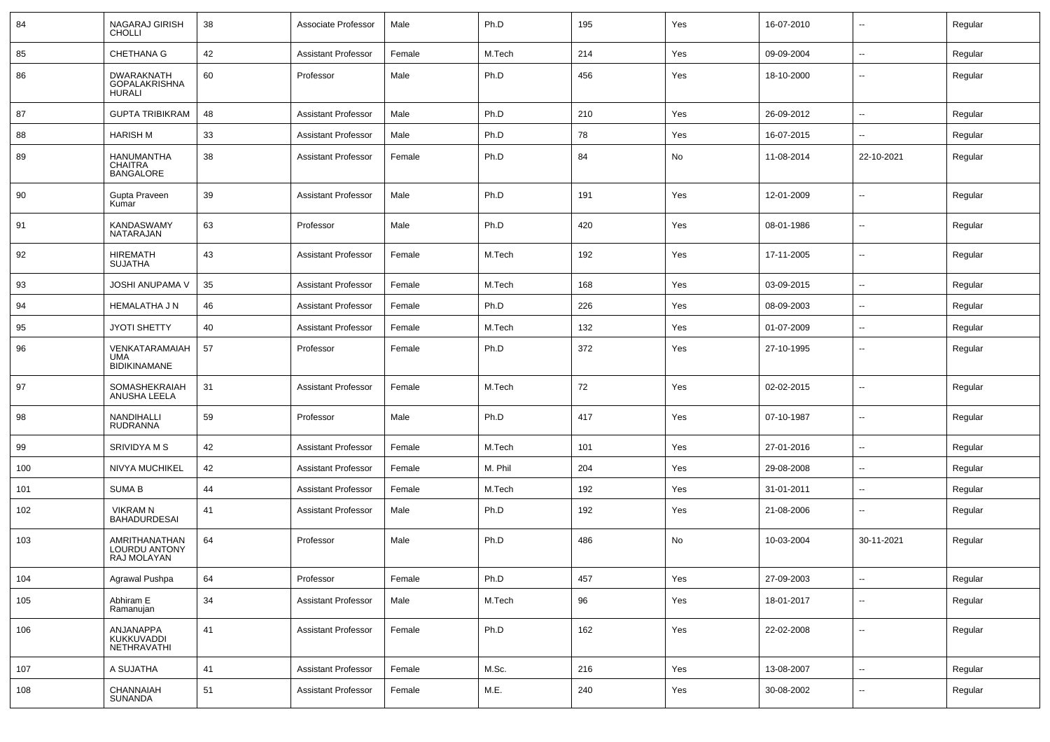| 84 | NAGARAJ GIRISH CHOLLI | 38 | Associate Professor | Male | Ph.D | 195 | Yes | 16-07-2010 | -- | Regular |
|---|---|---|---|---|---|---|---|---|---|---|
| 85 | CHETHANA G | 42 | Assistant Professor | Female | M.Tech | 214 | Yes | 09-09-2004 | -- | Regular |
| 86 | DWARAKNATH GOPALAKRISHNA HURALI | 60 | Professor | Male | Ph.D | 456 | Yes | 18-10-2000 | -- | Regular |
| 87 | GUPTA TRIBIKRAM | 48 | Assistant Professor | Male | Ph.D | 210 | Yes | 26-09-2012 | -- | Regular |
| 88 | HARISH M | 33 | Assistant Professor | Male | Ph.D | 78 | Yes | 16-07-2015 | -- | Regular |
| 89 | HANUMANTHA CHAITRA BANGALORE | 38 | Assistant Professor | Female | Ph.D | 84 | No | 11-08-2014 | 22-10-2021 | Regular |
| 90 | Gupta Praveen Kumar | 39 | Assistant Professor | Male | Ph.D | 191 | Yes | 12-01-2009 | -- | Regular |
| 91 | KANDASWAMY NATARAJAN | 63 | Professor | Male | Ph.D | 420 | Yes | 08-01-1986 | -- | Regular |
| 92 | HIREMATH SUJATHA | 43 | Assistant Professor | Female | M.Tech | 192 | Yes | 17-11-2005 | -- | Regular |
| 93 | JOSHI ANUPAMA V | 35 | Assistant Professor | Female | M.Tech | 168 | Yes | 03-09-2015 | -- | Regular |
| 94 | HEMALATHA J N | 46 | Assistant Professor | Female | Ph.D | 226 | Yes | 08-09-2003 | -- | Regular |
| 95 | JYOTI SHETTY | 40 | Assistant Professor | Female | M.Tech | 132 | Yes | 01-07-2009 | -- | Regular |
| 96 | VENKATARAMAIAH UMA BIDIKINAMANE | 57 | Professor | Female | Ph.D | 372 | Yes | 27-10-1995 | -- | Regular |
| 97 | SOMASHEKRAIAH ANUSHA LEELA | 31 | Assistant Professor | Female | M.Tech | 72 | Yes | 02-02-2015 | -- | Regular |
| 98 | NANDIHALLI RUDRANNA | 59 | Professor | Male | Ph.D | 417 | Yes | 07-10-1987 | -- | Regular |
| 99 | SRIVIDYA M S | 42 | Assistant Professor | Female | M.Tech | 101 | Yes | 27-01-2016 | -- | Regular |
| 100 | NIVYA MUCHIKEL | 42 | Assistant Professor | Female | M. Phil | 204 | Yes | 29-08-2008 | -- | Regular |
| 101 | SUMA B | 44 | Assistant Professor | Female | M.Tech | 192 | Yes | 31-01-2011 | -- | Regular |
| 102 | VIKRAM N BAHADURDESAI | 41 | Assistant Professor | Male | Ph.D | 192 | Yes | 21-08-2006 | -- | Regular |
| 103 | AMRITHANATHAN LOURDU ANTONY RAJ MOLAYAN | 64 | Professor | Male | Ph.D | 486 | No | 10-03-2004 | 30-11-2021 | Regular |
| 104 | Agrawal Pushpa | 64 | Professor | Female | Ph.D | 457 | Yes | 27-09-2003 | -- | Regular |
| 105 | Abhiram E Ramanujan | 34 | Assistant Professor | Male | M.Tech | 96 | Yes | 18-01-2017 | -- | Regular |
| 106 | ANJANAPPA KUKKUVADDI NETHRAVATHI | 41 | Assistant Professor | Female | Ph.D | 162 | Yes | 22-02-2008 | -- | Regular |
| 107 | A SUJATHA | 41 | Assistant Professor | Female | M.Sc. | 216 | Yes | 13-08-2007 | -- | Regular |
| 108 | CHANNAIAH SUNANDA | 51 | Assistant Professor | Female | M.E. | 240 | Yes | 30-08-2002 | -- | Regular |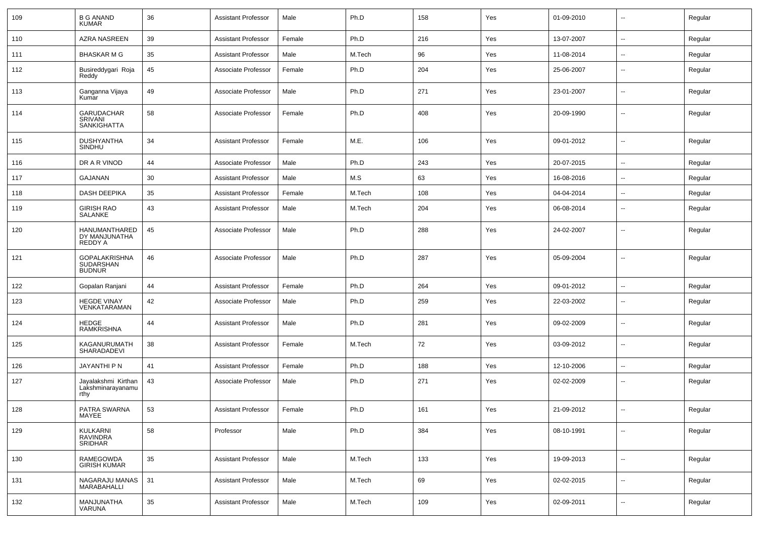| 109 | B G ANAND KUMAR | 36 | Assistant Professor | Male | Ph.D | 158 | Yes | 01-09-2010 | -- | Regular |
|---|---|---|---|---|---|---|---|---|---|---|
| 110 | AZRA NASREEN | 39 | Assistant Professor | Female | Ph.D | 216 | Yes | 13-07-2007 | -- | Regular |
| 111 | BHASKAR M G | 35 | Assistant Professor | Male | M.Tech | 96 | Yes | 11-08-2014 | -- | Regular |
| 112 | Busireddygari Roja Reddy | 45 | Associate Professor | Female | Ph.D | 204 | Yes | 25-06-2007 | -- | Regular |
| 113 | Ganganna Vijaya Kumar | 49 | Associate Professor | Male | Ph.D | 271 | Yes | 23-01-2007 | -- | Regular |
| 114 | GARUDACHAR SRIVANI SANKIGHATTA | 58 | Associate Professor | Female | Ph.D | 408 | Yes | 20-09-1990 | -- | Regular |
| 115 | DUSHYANTHA SINDHU | 34 | Assistant Professor | Female | M.E. | 106 | Yes | 09-01-2012 | -- | Regular |
| 116 | DR A R VINOD | 44 | Associate Professor | Male | Ph.D | 243 | Yes | 20-07-2015 | -- | Regular |
| 117 | GAJANAN | 30 | Assistant Professor | Male | M.S | 63 | Yes | 16-08-2016 | -- | Regular |
| 118 | DASH DEEPIKA | 35 | Assistant Professor | Female | M.Tech | 108 | Yes | 04-04-2014 | -- | Regular |
| 119 | GIRISH RAO SALANKE | 43 | Assistant Professor | Male | M.Tech | 204 | Yes | 06-08-2014 | -- | Regular |
| 120 | HANUMANTHAREDDY MANJUNATHA REDDY A | 45 | Associate Professor | Male | Ph.D | 288 | Yes | 24-02-2007 | -- | Regular |
| 121 | GOPALAKRISHNA SUDARSHAN BUDNUR | 46 | Associate Professor | Male | Ph.D | 287 | Yes | 05-09-2004 | -- | Regular |
| 122 | Gopalan Ranjani | 44 | Assistant Professor | Female | Ph.D | 264 | Yes | 09-01-2012 | -- | Regular |
| 123 | HEGDE VINAY VENKATARAMAN | 42 | Associate Professor | Male | Ph.D | 259 | Yes | 22-03-2002 | -- | Regular |
| 124 | HEDGE RAMKRISHNA | 44 | Assistant Professor | Male | Ph.D | 281 | Yes | 09-02-2009 | -- | Regular |
| 125 | KAGANURUMATH SHARADADEVI | 38 | Assistant Professor | Female | M.Tech | 72 | Yes | 03-09-2012 | -- | Regular |
| 126 | JAYANTHI P N | 41 | Assistant Professor | Female | Ph.D | 188 | Yes | 12-10-2006 | -- | Regular |
| 127 | Jayalakshmi Kirthan Lakshminarayanamurthy | 43 | Associate Professor | Male | Ph.D | 271 | Yes | 02-02-2009 | -- | Regular |
| 128 | PATRA SWARNA MAYEE | 53 | Assistant Professor | Female | Ph.D | 161 | Yes | 21-09-2012 | -- | Regular |
| 129 | KULKARNI RAVINDRA SRIDHAR | 58 | Professor | Male | Ph.D | 384 | Yes | 08-10-1991 | -- | Regular |
| 130 | RAMEGOWDA GIRISH KUMAR | 35 | Assistant Professor | Male | M.Tech | 133 | Yes | 19-09-2013 | -- | Regular |
| 131 | NAGARAJU MANAS MARABAHALLI | 31 | Assistant Professor | Male | M.Tech | 69 | Yes | 02-02-2015 | -- | Regular |
| 132 | MANJUNATHA VARUNA | 35 | Assistant Professor | Male | M.Tech | 109 | Yes | 02-09-2011 | -- | Regular |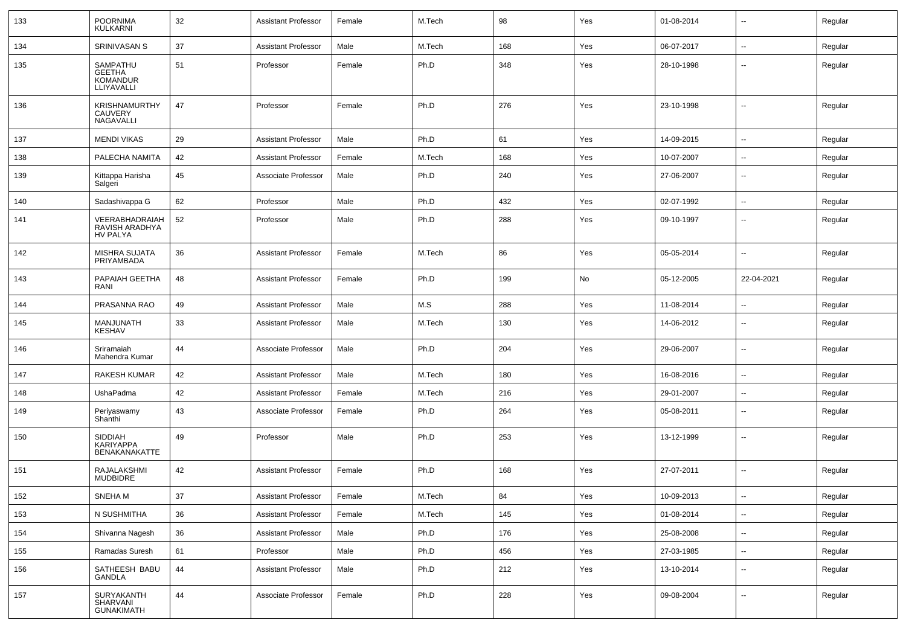| 133 | POORNIMA KULKARNI | 32 | Assistant Professor | Female | M.Tech | 98 | Yes | 01-08-2014 | -- | Regular |
|---|---|---|---|---|---|---|---|---|---|---|
| 134 | SRINIVASAN S | 37 | Assistant Professor | Male | M.Tech | 168 | Yes | 06-07-2017 | -- | Regular |
| 135 | SAMPATHU GEETHA KOMANDUR LLIYAVALLI | 51 | Professor | Female | Ph.D | 348 | Yes | 28-10-1998 | -- | Regular |
| 136 | KRISHNAMURTHY CAUVERY NAGAVALLI | 47 | Professor | Female | Ph.D | 276 | Yes | 23-10-1998 | -- | Regular |
| 137 | MENDI VIKAS | 29 | Assistant Professor | Male | Ph.D | 61 | Yes | 14-09-2015 | -- | Regular |
| 138 | PALECHA NAMITA | 42 | Assistant Professor | Female | M.Tech | 168 | Yes | 10-07-2007 | -- | Regular |
| 139 | Kittappa Harisha Salgeri | 45 | Associate Professor | Male | Ph.D | 240 | Yes | 27-06-2007 | -- | Regular |
| 140 | Sadashivappa G | 62 | Professor | Male | Ph.D | 432 | Yes | 02-07-1992 | -- | Regular |
| 141 | VEERABHADRAIAH RAVISH ARADHYA HV PALYA | 52 | Professor | Male | Ph.D | 288 | Yes | 09-10-1997 | -- | Regular |
| 142 | MISHRA SUJATA PRIYAMBADA | 36 | Assistant Professor | Female | M.Tech | 86 | Yes | 05-05-2014 | -- | Regular |
| 143 | PAPAIAH GEETHA RANI | 48 | Assistant Professor | Female | Ph.D | 199 | No | 05-12-2005 | 22-04-2021 | Regular |
| 144 | PRASANNA RAO | 49 | Assistant Professor | Male | M.S | 288 | Yes | 11-08-2014 | -- | Regular |
| 145 | MANJUNATH KESHAV | 33 | Assistant Professor | Male | M.Tech | 130 | Yes | 14-06-2012 | -- | Regular |
| 146 | Sriramaiah Mahendra Kumar | 44 | Associate Professor | Male | Ph.D | 204 | Yes | 29-06-2007 | -- | Regular |
| 147 | RAKESH KUMAR | 42 | Assistant Professor | Male | M.Tech | 180 | Yes | 16-08-2016 | -- | Regular |
| 148 | UshaPadma | 42 | Assistant Professor | Female | M.Tech | 216 | Yes | 29-01-2007 | -- | Regular |
| 149 | Periyaswamy Shanthi | 43 | Associate Professor | Female | Ph.D | 264 | Yes | 05-08-2011 | -- | Regular |
| 150 | SIDDIAH KARIYAPPA BENAKANAKATTE | 49 | Professor | Male | Ph.D | 253 | Yes | 13-12-1999 | -- | Regular |
| 151 | RAJALAKSHMI MUDBIDRE | 42 | Assistant Professor | Female | Ph.D | 168 | Yes | 27-07-2011 | -- | Regular |
| 152 | SNEHA M | 37 | Assistant Professor | Female | M.Tech | 84 | Yes | 10-09-2013 | -- | Regular |
| 153 | N SUSHMITHA | 36 | Assistant Professor | Female | M.Tech | 145 | Yes | 01-08-2014 | -- | Regular |
| 154 | Shivanna Nagesh | 36 | Assistant Professor | Male | Ph.D | 176 | Yes | 25-08-2008 | -- | Regular |
| 155 | Ramadas Suresh | 61 | Professor | Male | Ph.D | 456 | Yes | 27-03-1985 | -- | Regular |
| 156 | SATHEESH BABU GANDLA | 44 | Assistant Professor | Male | Ph.D | 212 | Yes | 13-10-2014 | -- | Regular |
| 157 | SURYAKANTH SHARVANI GUNAKIMATH | 44 | Associate Professor | Female | Ph.D | 228 | Yes | 09-08-2004 | -- | Regular |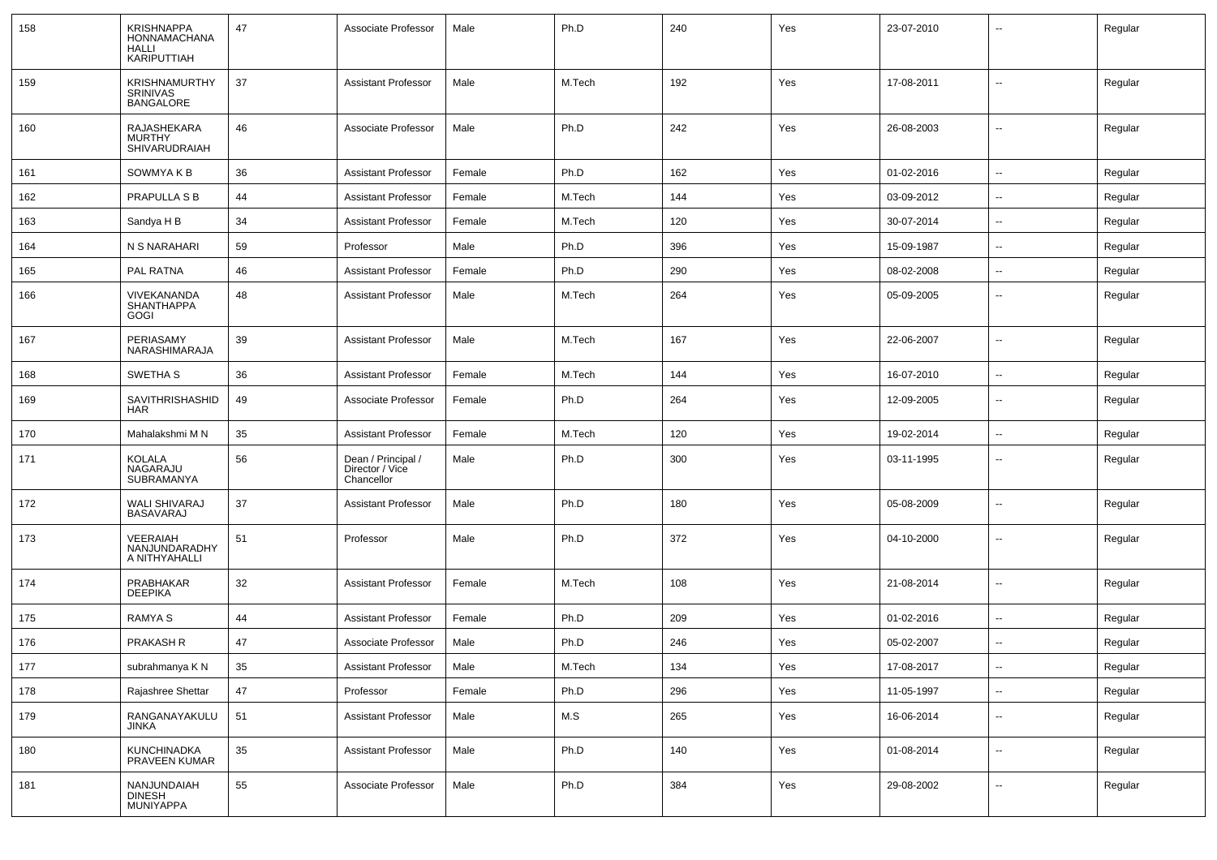| 158 | KRISHNAPPA HONNAMACHANA HALLI KARIPUTTIAH | 47 | Associate Professor | Male | Ph.D | 240 | Yes | 23-07-2010 | -- | Regular |
|---|---|---|---|---|---|---|---|---|---|---|
| 159 | KRISHNAMURTHY SRINIVAS BANGALORE | 37 | Assistant Professor | Male | M.Tech | 192 | Yes | 17-08-2011 | -- | Regular |
| 160 | RAJASHEKARA MURTHY SHIVARUDRAIAH | 46 | Associate Professor | Male | Ph.D | 242 | Yes | 26-08-2003 | -- | Regular |
| 161 | SOWMYA K B | 36 | Assistant Professor | Female | Ph.D | 162 | Yes | 01-02-2016 | -- | Regular |
| 162 | PRAPULLA S B | 44 | Assistant Professor | Female | M.Tech | 144 | Yes | 03-09-2012 | -- | Regular |
| 163 | Sandya H B | 34 | Assistant Professor | Female | M.Tech | 120 | Yes | 30-07-2014 | -- | Regular |
| 164 | N S NARAHARI | 59 | Professor | Male | Ph.D | 396 | Yes | 15-09-1987 | -- | Regular |
| 165 | PAL RATNA | 46 | Assistant Professor | Female | Ph.D | 290 | Yes | 08-02-2008 | -- | Regular |
| 166 | VIVEKANANDA SHANTHAPPA GOGI | 48 | Assistant Professor | Male | M.Tech | 264 | Yes | 05-09-2005 | -- | Regular |
| 167 | PERIASAMY NARASHIMARAJA | 39 | Assistant Professor | Male | M.Tech | 167 | Yes | 22-06-2007 | -- | Regular |
| 168 | SWETHA S | 36 | Assistant Professor | Female | M.Tech | 144 | Yes | 16-07-2010 | -- | Regular |
| 169 | SAVITHRISHASHID HAR | 49 | Associate Professor | Female | Ph.D | 264 | Yes | 12-09-2005 | -- | Regular |
| 170 | Mahalakshmi M N | 35 | Assistant Professor | Female | M.Tech | 120 | Yes | 19-02-2014 | -- | Regular |
| 171 | KOLALA NAGARAJU SUBRAMANYA | 56 | Dean / Principal / Director / Vice Chancellor | Male | Ph.D | 300 | Yes | 03-11-1995 | -- | Regular |
| 172 | WALI SHIVARAJ BASAVARAJ | 37 | Assistant Professor | Male | Ph.D | 180 | Yes | 05-08-2009 | -- | Regular |
| 173 | VEERAIAH NANJUNDARADHY A NITHYAHALLI | 51 | Professor | Male | Ph.D | 372 | Yes | 04-10-2000 | -- | Regular |
| 174 | PRABHAKAR DEEPIKA | 32 | Assistant Professor | Female | M.Tech | 108 | Yes | 21-08-2014 | -- | Regular |
| 175 | RAMYA S | 44 | Assistant Professor | Female | Ph.D | 209 | Yes | 01-02-2016 | -- | Regular |
| 176 | PRAKASH R | 47 | Associate Professor | Male | Ph.D | 246 | Yes | 05-02-2007 | -- | Regular |
| 177 | subrahmanya K N | 35 | Assistant Professor | Male | M.Tech | 134 | Yes | 17-08-2017 | -- | Regular |
| 178 | Rajashree Shettar | 47 | Professor | Female | Ph.D | 296 | Yes | 11-05-1997 | -- | Regular |
| 179 | RANGANAYAKULU JINKA | 51 | Assistant Professor | Male | M.S | 265 | Yes | 16-06-2014 | -- | Regular |
| 180 | KUNCHINADKA PRAVEEN KUMAR | 35 | Assistant Professor | Male | Ph.D | 140 | Yes | 01-08-2014 | -- | Regular |
| 181 | NANJUNDAIAH DINESH MUNIYAPPA | 55 | Associate Professor | Male | Ph.D | 384 | Yes | 29-08-2002 | -- | Regular |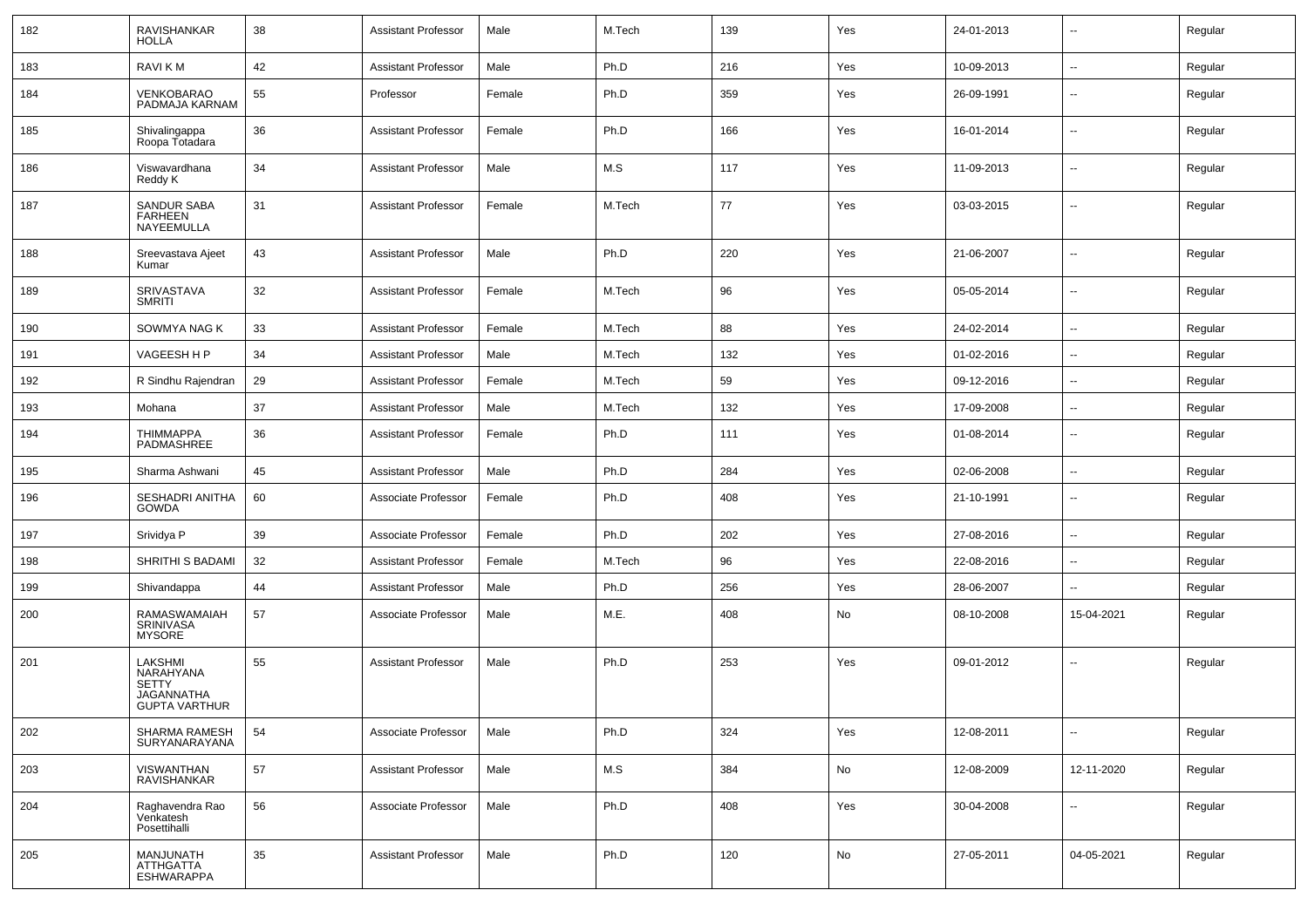| 182 | RAVISHANKAR HOLLA | 38 | Assistant Professor | Male | M.Tech | 139 | Yes | 24-01-2013 | -- | Regular |
|---|---|---|---|---|---|---|---|---|---|---|
| 183 | RAVI K M | 42 | Assistant Professor | Male | Ph.D | 216 | Yes | 10-09-2013 | -- | Regular |
| 184 | VENKOBARAO PADMAJA KARNAM | 55 | Professor | Female | Ph.D | 359 | Yes | 26-09-1991 | -- | Regular |
| 185 | Shivalingappa Roopa Totadara | 36 | Assistant Professor | Female | Ph.D | 166 | Yes | 16-01-2014 | -- | Regular |
| 186 | Viswavardhana Reddy K | 34 | Assistant Professor | Male | M.S | 117 | Yes | 11-09-2013 | -- | Regular |
| 187 | SANDUR SABA FARHEEN NAYEEMULLA | 31 | Assistant Professor | Female | M.Tech | 77 | Yes | 03-03-2015 | -- | Regular |
| 188 | Sreevastava Ajeet Kumar | 43 | Assistant Professor | Male | Ph.D | 220 | Yes | 21-06-2007 | -- | Regular |
| 189 | SRIVASTAVA SMRITI | 32 | Assistant Professor | Female | M.Tech | 96 | Yes | 05-05-2014 | -- | Regular |
| 190 | SOWMYA NAG K | 33 | Assistant Professor | Female | M.Tech | 88 | Yes | 24-02-2014 | -- | Regular |
| 191 | VAGEESH H P | 34 | Assistant Professor | Male | M.Tech | 132 | Yes | 01-02-2016 | -- | Regular |
| 192 | R Sindhu Rajendran | 29 | Assistant Professor | Female | M.Tech | 59 | Yes | 09-12-2016 | -- | Regular |
| 193 | Mohana | 37 | Assistant Professor | Male | M.Tech | 132 | Yes | 17-09-2008 | -- | Regular |
| 194 | THIMMAPPA PADMASHREE | 36 | Assistant Professor | Female | Ph.D | 111 | Yes | 01-08-2014 | -- | Regular |
| 195 | Sharma Ashwani | 45 | Assistant Professor | Male | Ph.D | 284 | Yes | 02-06-2008 | -- | Regular |
| 196 | SESHADRI ANITHA GOWDA | 60 | Associate Professor | Female | Ph.D | 408 | Yes | 21-10-1991 | -- | Regular |
| 197 | Srividya P | 39 | Associate Professor | Female | Ph.D | 202 | Yes | 27-08-2016 | -- | Regular |
| 198 | SHRITHI S BADAMI | 32 | Assistant Professor | Female | M.Tech | 96 | Yes | 22-08-2016 | -- | Regular |
| 199 | Shivandappa | 44 | Assistant Professor | Male | Ph.D | 256 | Yes | 28-06-2007 | -- | Regular |
| 200 | RAMASWAMAIAH SRINIVASA MYSORE | 57 | Associate Professor | Male | M.E. | 408 | No | 08-10-2008 | 15-04-2021 | Regular |
| 201 | LAKSHMI NARAHYANA SETTY JAGANNATHA GUPTA VARTHUR | 55 | Assistant Professor | Male | Ph.D | 253 | Yes | 09-01-2012 | -- | Regular |
| 202 | SHARMA RAMESH SURYANARAYANA | 54 | Associate Professor | Male | Ph.D | 324 | Yes | 12-08-2011 | -- | Regular |
| 203 | VISWANTHAN RAVISHANKAR | 57 | Assistant Professor | Male | M.S | 384 | No | 12-08-2009 | 12-11-2020 | Regular |
| 204 | Raghavendra Rao Venkatesh Posettihalli | 56 | Associate Professor | Male | Ph.D | 408 | Yes | 30-04-2008 | -- | Regular |
| 205 | MANJUNATH ATTHGATTA ESHWARAPPA | 35 | Assistant Professor | Male | Ph.D | 120 | No | 27-05-2011 | 04-05-2021 | Regular |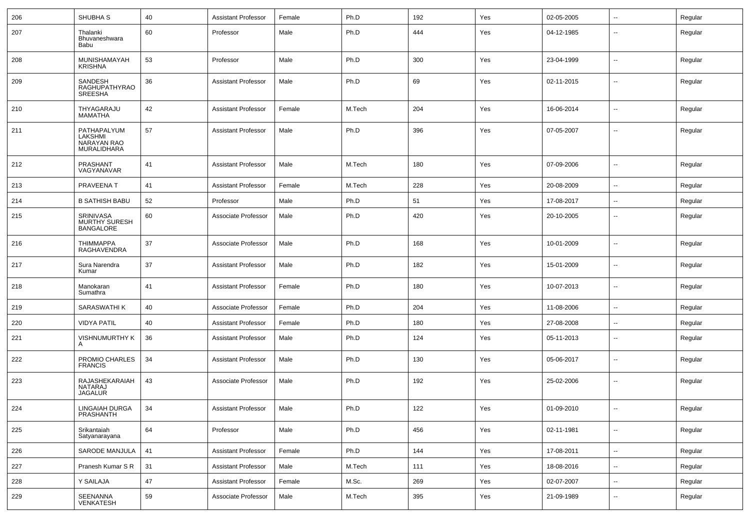| 206 | SHUBHA S | 40 | Assistant Professor | Female | Ph.D | 192 | Yes | 02-05-2005 | -- | Regular |
|---|---|---|---|---|---|---|---|---|---|---|
| 207 | Thalanki Bhuvaneshwara Babu | 60 | Professor | Male | Ph.D | 444 | Yes | 04-12-1985 | -- | Regular |
| 208 | MUNISHAMAYAH KRISHNA | 53 | Professor | Male | Ph.D | 300 | Yes | 23-04-1999 | -- | Regular |
| 209 | SANDESH RAGHUPATHYRAO SREESHA | 36 | Assistant Professor | Male | Ph.D | 69 | Yes | 02-11-2015 | -- | Regular |
| 210 | THYAGARAJU MAMATHA | 42 | Assistant Professor | Female | M.Tech | 204 | Yes | 16-06-2014 | -- | Regular |
| 211 | PATHAPALYUM LAKSHMI NARAYAN RAO MURALIDHARA | 57 | Assistant Professor | Male | Ph.D | 396 | Yes | 07-05-2007 | -- | Regular |
| 212 | PRASHANT VAGYANAVAR | 41 | Assistant Professor | Male | M.Tech | 180 | Yes | 07-09-2006 | -- | Regular |
| 213 | PRAVEENA T | 41 | Assistant Professor | Female | M.Tech | 228 | Yes | 20-08-2009 | -- | Regular |
| 214 | B SATHISH BABU | 52 | Professor | Male | Ph.D | 51 | Yes | 17-08-2017 | -- | Regular |
| 215 | SRINIVASA MURTHY SURESH BANGALORE | 60 | Associate Professor | Male | Ph.D | 420 | Yes | 20-10-2005 | -- | Regular |
| 216 | THIMMAPPA RAGHAVENDRA | 37 | Associate Professor | Male | Ph.D | 168 | Yes | 10-01-2009 | -- | Regular |
| 217 | Sura Narendra Kumar | 37 | Assistant Professor | Male | Ph.D | 182 | Yes | 15-01-2009 | -- | Regular |
| 218 | Manokaran Sumathra | 41 | Assistant Professor | Female | Ph.D | 180 | Yes | 10-07-2013 | -- | Regular |
| 219 | SARASWATHI K | 40 | Associate Professor | Female | Ph.D | 204 | Yes | 11-08-2006 | -- | Regular |
| 220 | VIDYA PATIL | 40 | Assistant Professor | Female | Ph.D | 180 | Yes | 27-08-2008 | -- | Regular |
| 221 | VISHNUMURTHY K A | 36 | Assistant Professor | Male | Ph.D | 124 | Yes | 05-11-2013 | -- | Regular |
| 222 | PROMIO CHARLES FRANCIS | 34 | Assistant Professor | Male | Ph.D | 130 | Yes | 05-06-2017 | -- | Regular |
| 223 | RAJASHEKARAIAH NATARAJ JAGALUR | 43 | Associate Professor | Male | Ph.D | 192 | Yes | 25-02-2006 | -- | Regular |
| 224 | LINGAIAH DURGA PRASHANTH | 34 | Assistant Professor | Male | Ph.D | 122 | Yes | 01-09-2010 | -- | Regular |
| 225 | Srikantaiah Satyanarayana | 64 | Professor | Male | Ph.D | 456 | Yes | 02-11-1981 | -- | Regular |
| 226 | SARODE MANJULA | 41 | Assistant Professor | Female | Ph.D | 144 | Yes | 17-08-2011 | -- | Regular |
| 227 | Pranesh Kumar S R | 31 | Assistant Professor | Male | M.Tech | 111 | Yes | 18-08-2016 | -- | Regular |
| 228 | Y SAILAJA | 47 | Assistant Professor | Female | M.Sc. | 269 | Yes | 02-07-2007 | -- | Regular |
| 229 | SEENANNA VENKATESH | 59 | Associate Professor | Male | M.Tech | 395 | Yes | 21-09-1989 | -- | Regular |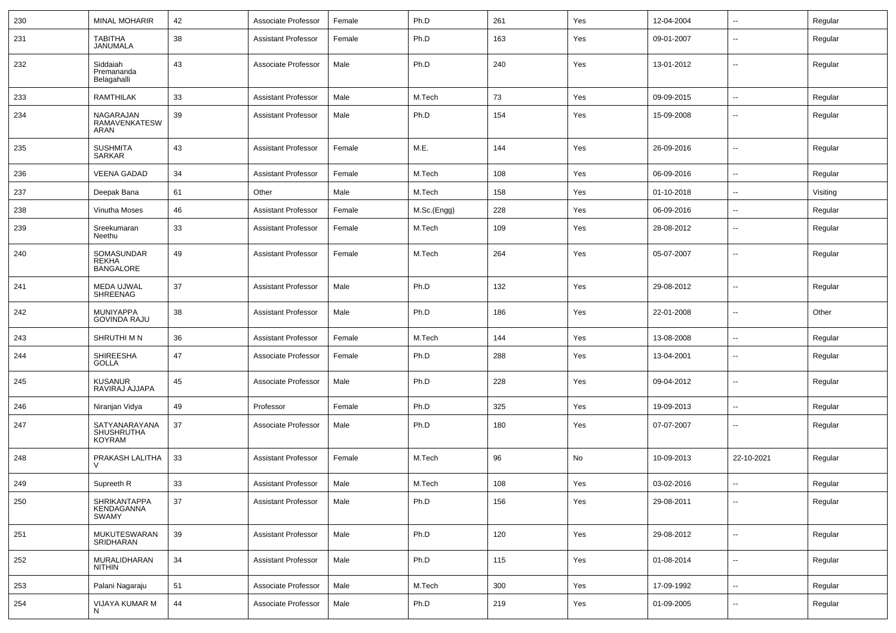| 230 | MINAL MOHARIR | 42 | Associate Professor | Female | Ph.D | 261 | Yes | 12-04-2004 | -- | Regular |
|---|---|---|---|---|---|---|---|---|---|---|
| 231 | TABITHA JANUMALA | 38 | Assistant Professor | Female | Ph.D | 163 | Yes | 09-01-2007 | -- | Regular |
| 232 | Siddaiah Premananda Belagahalli | 43 | Associate Professor | Male | Ph.D | 240 | Yes | 13-01-2012 | -- | Regular |
| 233 | RAMTHILAK | 33 | Assistant Professor | Male | M.Tech | 73 | Yes | 09-09-2015 | -- | Regular |
| 234 | NAGARAJAN RAMAVENKATESWARAN | 39 | Assistant Professor | Male | Ph.D | 154 | Yes | 15-09-2008 | -- | Regular |
| 235 | SUSHMITA SARKAR | 43 | Assistant Professor | Female | M.E. | 144 | Yes | 26-09-2016 | -- | Regular |
| 236 | VEENA GADAD | 34 | Assistant Professor | Female | M.Tech | 108 | Yes | 06-09-2016 | -- | Regular |
| 237 | Deepak Bana | 61 | Other | Male | M.Tech | 158 | Yes | 01-10-2018 | -- | Visiting |
| 238 | Vinutha Moses | 46 | Assistant Professor | Female | M.Sc.(Engg) | 228 | Yes | 06-09-2016 | -- | Regular |
| 239 | Sreekumaran Neethu | 33 | Assistant Professor | Female | M.Tech | 109 | Yes | 28-08-2012 | -- | Regular |
| 240 | SOMASUNDAR REKHA BANGALORE | 49 | Assistant Professor | Female | M.Tech | 264 | Yes | 05-07-2007 | -- | Regular |
| 241 | MEDA UJWAL SHREENAG | 37 | Assistant Professor | Male | Ph.D | 132 | Yes | 29-08-2012 | -- | Regular |
| 242 | MUNIYAPPA GOVINDA RAJU | 38 | Assistant Professor | Male | Ph.D | 186 | Yes | 22-01-2008 | -- | Other |
| 243 | SHRUTHI M N | 36 | Assistant Professor | Female | M.Tech | 144 | Yes | 13-08-2008 | -- | Regular |
| 244 | SHIREESHA GOLLA | 47 | Associate Professor | Female | Ph.D | 288 | Yes | 13-04-2001 | -- | Regular |
| 245 | KUSANUR RAVIRAJ AJJAPA | 45 | Associate Professor | Male | Ph.D | 228 | Yes | 09-04-2012 | -- | Regular |
| 246 | Niranjan Vidya | 49 | Professor | Female | Ph.D | 325 | Yes | 19-09-2013 | -- | Regular |
| 247 | SATYANARAYANA SHUSHRUTHA KOYRAM | 37 | Associate Professor | Male | Ph.D | 180 | Yes | 07-07-2007 | -- | Regular |
| 248 | PRAKASH LALITHA V | 33 | Assistant Professor | Female | M.Tech | 96 | No | 10-09-2013 | 22-10-2021 | Regular |
| 249 | Supreeth R | 33 | Assistant Professor | Male | M.Tech | 108 | Yes | 03-02-2016 | -- | Regular |
| 250 | SHRIKANTAPPA KENDAGANNA SWAMY | 37 | Assistant Professor | Male | Ph.D | 156 | Yes | 29-08-2011 | -- | Regular |
| 251 | MUKUTESWARAN SRIDHARAN | 39 | Assistant Professor | Male | Ph.D | 120 | Yes | 29-08-2012 | -- | Regular |
| 252 | MURALIDHARAN NITHIN | 34 | Assistant Professor | Male | Ph.D | 115 | Yes | 01-08-2014 | -- | Regular |
| 253 | Palani Nagaraju | 51 | Associate Professor | Male | M.Tech | 300 | Yes | 17-09-1992 | -- | Regular |
| 254 | VIJAYA KUMAR M N | 44 | Associate Professor | Male | Ph.D | 219 | Yes | 01-09-2005 | -- | Regular |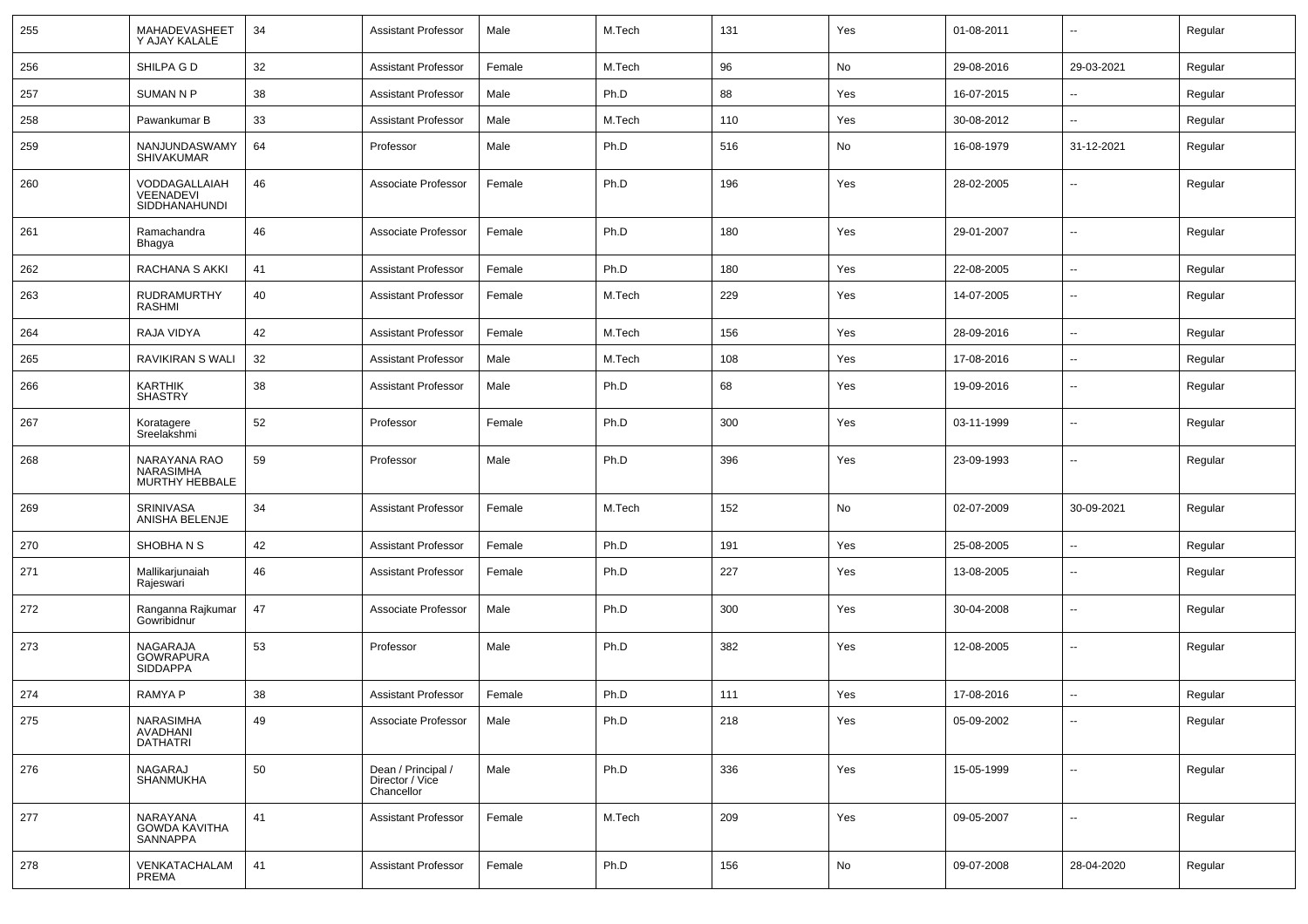| 255 | MAHADEVASHEETY AJAY KALALE | 34 | Assistant Professor | Male | M.Tech | 131 | Yes | 01-08-2011 | -- | Regular |
|---|---|---|---|---|---|---|---|---|---|---|
| 256 | SHILPA G D | 32 | Assistant Professor | Female | M.Tech | 96 | No | 29-08-2016 | 29-03-2021 | Regular |
| 257 | SUMAN N P | 38 | Assistant Professor | Male | Ph.D | 88 | Yes | 16-07-2015 | -- | Regular |
| 258 | Pawankumar B | 33 | Assistant Professor | Male | M.Tech | 110 | Yes | 30-08-2012 | -- | Regular |
| 259 | NANJUNDASWAMY SHIVAKUMAR | 64 | Professor | Male | Ph.D | 516 | No | 16-08-1979 | 31-12-2021 | Regular |
| 260 | VODDAGALLAIAH VEENADEVI SIDDHANAHUNDI | 46 | Associate Professor | Female | Ph.D | 196 | Yes | 28-02-2005 | -- | Regular |
| 261 | Ramachandra Bhagya | 46 | Associate Professor | Female | Ph.D | 180 | Yes | 29-01-2007 | -- | Regular |
| 262 | RACHANA S AKKI | 41 | Assistant Professor | Female | Ph.D | 180 | Yes | 22-08-2005 | -- | Regular |
| 263 | RUDRAMURTHY RASHMI | 40 | Assistant Professor | Female | M.Tech | 229 | Yes | 14-07-2005 | -- | Regular |
| 264 | RAJA VIDYA | 42 | Assistant Professor | Female | M.Tech | 156 | Yes | 28-09-2016 | -- | Regular |
| 265 | RAVIKIRAN S WALI | 32 | Assistant Professor | Male | M.Tech | 108 | Yes | 17-08-2016 | -- | Regular |
| 266 | KARTHIK SHASTRY | 38 | Assistant Professor | Male | Ph.D | 68 | Yes | 19-09-2016 | -- | Regular |
| 267 | Koratagere Sreelakshmi | 52 | Professor | Female | Ph.D | 300 | Yes | 03-11-1999 | -- | Regular |
| 268 | NARAYANA RAO NARASIMHA MURTHY HEBBALE | 59 | Professor | Male | Ph.D | 396 | Yes | 23-09-1993 | -- | Regular |
| 269 | SRINIVASA ANISHA BELENJE | 34 | Assistant Professor | Female | M.Tech | 152 | No | 02-07-2009 | 30-09-2021 | Regular |
| 270 | SHOBHA N S | 42 | Assistant Professor | Female | Ph.D | 191 | Yes | 25-08-2005 | -- | Regular |
| 271 | Mallikarjunaiah Rajeswari | 46 | Assistant Professor | Female | Ph.D | 227 | Yes | 13-08-2005 | -- | Regular |
| 272 | Ranganna Rajkumar Gowribidnur | 47 | Associate Professor | Male | Ph.D | 300 | Yes | 30-04-2008 | -- | Regular |
| 273 | NAGARAJA GOWRAPURA SIDDAPPA | 53 | Professor | Male | Ph.D | 382 | Yes | 12-08-2005 | -- | Regular |
| 274 | RAMYA P | 38 | Assistant Professor | Female | Ph.D | 111 | Yes | 17-08-2016 | -- | Regular |
| 275 | NARASIMHA AVADHANI DATHATRI | 49 | Associate Professor | Male | Ph.D | 218 | Yes | 05-09-2002 | -- | Regular |
| 276 | NAGARAJ SHANMUKHA | 50 | Dean / Principal / Director / Vice Chancellor | Male | Ph.D | 336 | Yes | 15-05-1999 | -- | Regular |
| 277 | NARAYANA GOWDA KAVITHA SANNAPPA | 41 | Assistant Professor | Female | M.Tech | 209 | Yes | 09-05-2007 | -- | Regular |
| 278 | VENKATACHALAM PREMA | 41 | Assistant Professor | Female | Ph.D | 156 | No | 09-07-2008 | 28-04-2020 | Regular |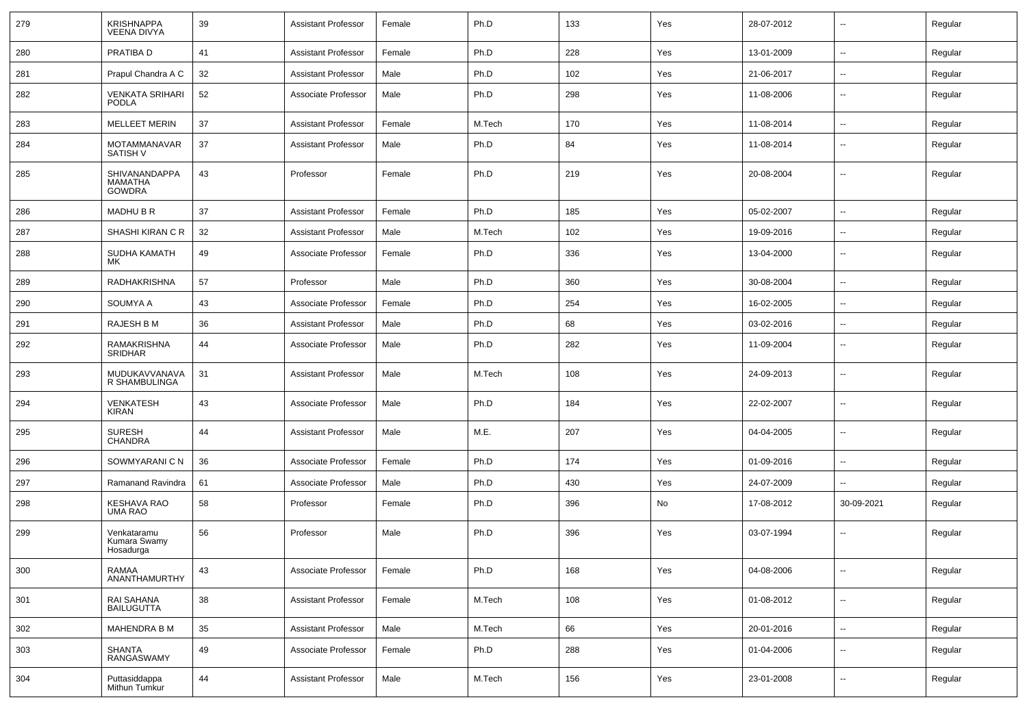| 279 | KRISHNAPPA VEENA DIVYA | 39 | Assistant Professor | Female | Ph.D | 133 | Yes | 28-07-2012 | -- | Regular |
|---|---|---|---|---|---|---|---|---|---|---|
| 280 | PRATIBA D | 41 | Assistant Professor | Female | Ph.D | 228 | Yes | 13-01-2009 | -- | Regular |
| 281 | Prapul Chandra A C | 32 | Assistant Professor | Male | Ph.D | 102 | Yes | 21-06-2017 | -- | Regular |
| 282 | VENKATA SRIHARI PODLA | 52 | Associate Professor | Male | Ph.D | 298 | Yes | 11-08-2006 | -- | Regular |
| 283 | MELLEET MERIN | 37 | Assistant Professor | Female | M.Tech | 170 | Yes | 11-08-2014 | -- | Regular |
| 284 | MOTAMMANAVAR SATISH V | 37 | Assistant Professor | Male | Ph.D | 84 | Yes | 11-08-2014 | -- | Regular |
| 285 | SHIVANANDAPPA MAMATHA GOWDRA | 43 | Professor | Female | Ph.D | 219 | Yes | 20-08-2004 | -- | Regular |
| 286 | MADHU B R | 37 | Assistant Professor | Female | Ph.D | 185 | Yes | 05-02-2007 | -- | Regular |
| 287 | SHASHI KIRAN C R | 32 | Assistant Professor | Male | M.Tech | 102 | Yes | 19-09-2016 | -- | Regular |
| 288 | SUDHA KAMATH MK | 49 | Associate Professor | Female | Ph.D | 336 | Yes | 13-04-2000 | -- | Regular |
| 289 | RADHAKRISHNA | 57 | Professor | Male | Ph.D | 360 | Yes | 30-08-2004 | -- | Regular |
| 290 | SOUMYA A | 43 | Associate Professor | Female | Ph.D | 254 | Yes | 16-02-2005 | -- | Regular |
| 291 | RAJESH B M | 36 | Assistant Professor | Male | Ph.D | 68 | Yes | 03-02-2016 | -- | Regular |
| 292 | RAMAKRISHNA SRIDHAR | 44 | Associate Professor | Male | Ph.D | 282 | Yes | 11-09-2004 | -- | Regular |
| 293 | MUDUKAVVANAVAR SHAMBULINGA | 31 | Assistant Professor | Male | M.Tech | 108 | Yes | 24-09-2013 | -- | Regular |
| 294 | VENKATESH KIRAN | 43 | Associate Professor | Male | Ph.D | 184 | Yes | 22-02-2007 | -- | Regular |
| 295 | SURESH CHANDRA | 44 | Assistant Professor | Male | M.E. | 207 | Yes | 04-04-2005 | -- | Regular |
| 296 | SOWMYARANI C N | 36 | Associate Professor | Female | Ph.D | 174 | Yes | 01-09-2016 | -- | Regular |
| 297 | Ramanand Ravindra | 61 | Associate Professor | Male | Ph.D | 430 | Yes | 24-07-2009 | -- | Regular |
| 298 | KESHAVA RAO UMA RAO | 58 | Professor | Female | Ph.D | 396 | No | 17-08-2012 | 30-09-2021 | Regular |
| 299 | Venkataramu Kumara Swamy Hosadurga | 56 | Professor | Male | Ph.D | 396 | Yes | 03-07-1994 | -- | Regular |
| 300 | RAMAA ANANTHAMURTHY | 43 | Associate Professor | Female | Ph.D | 168 | Yes | 04-08-2006 | -- | Regular |
| 301 | RAI SAHANA BAILUGUTTA | 38 | Assistant Professor | Female | M.Tech | 108 | Yes | 01-08-2012 | -- | Regular |
| 302 | MAHENDRA B M | 35 | Assistant Professor | Male | M.Tech | 66 | Yes | 20-01-2016 | -- | Regular |
| 303 | SHANTA RANGASWAMY | 49 | Associate Professor | Female | Ph.D | 288 | Yes | 01-04-2006 | -- | Regular |
| 304 | Puttasiddappa Mithun Tumkur | 44 | Assistant Professor | Male | M.Tech | 156 | Yes | 23-01-2008 | -- | Regular |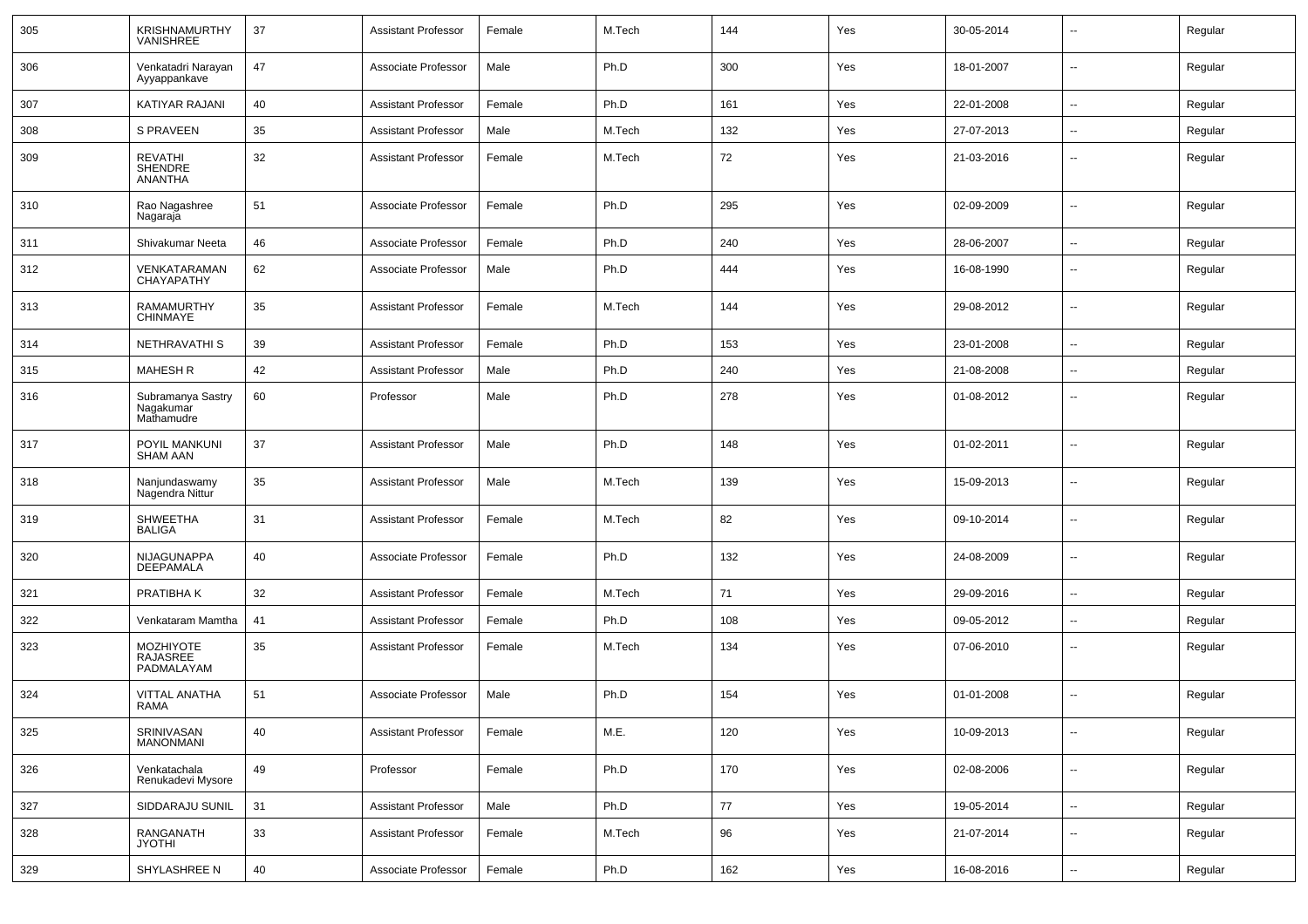| 305 | KRISHNAMURTHY VANISHREE | 37 | Assistant Professor | Female | M.Tech | 144 | Yes | 30-05-2014 | -- | Regular |
|---|---|---|---|---|---|---|---|---|---|---|
| 306 | Venkatadri Narayan Ayyappankave | 47 | Associate Professor | Male | Ph.D | 300 | Yes | 18-01-2007 | -- | Regular |
| 307 | KATIYAR RAJANI | 40 | Assistant Professor | Female | Ph.D | 161 | Yes | 22-01-2008 | -- | Regular |
| 308 | S PRAVEEN | 35 | Assistant Professor | Male | M.Tech | 132 | Yes | 27-07-2013 | -- | Regular |
| 309 | REVATHI SHENDRE ANANTHA | 32 | Assistant Professor | Female | M.Tech | 72 | Yes | 21-03-2016 | -- | Regular |
| 310 | Rao Nagashree Nagaraja | 51 | Associate Professor | Female | Ph.D | 295 | Yes | 02-09-2009 | -- | Regular |
| 311 | Shivakumar Neeta | 46 | Associate Professor | Female | Ph.D | 240 | Yes | 28-06-2007 | -- | Regular |
| 312 | VENKATARAMAN CHAYAPATHY | 62 | Associate Professor | Male | Ph.D | 444 | Yes | 16-08-1990 | -- | Regular |
| 313 | RAMAMURTHY CHINMAYE | 35 | Assistant Professor | Female | M.Tech | 144 | Yes | 29-08-2012 | -- | Regular |
| 314 | NETHRAVATHI S | 39 | Assistant Professor | Female | Ph.D | 153 | Yes | 23-01-2008 | -- | Regular |
| 315 | MAHESH R | 42 | Assistant Professor | Male | Ph.D | 240 | Yes | 21-08-2008 | -- | Regular |
| 316 | Subramanya Sastry Nagakumar Mathamudre | 60 | Professor | Male | Ph.D | 278 | Yes | 01-08-2012 | -- | Regular |
| 317 | POYIL MANKUNI SHAM AAN | 37 | Assistant Professor | Male | Ph.D | 148 | Yes | 01-02-2011 | -- | Regular |
| 318 | Nanjundaswamy Nagendra Nittur | 35 | Assistant Professor | Male | M.Tech | 139 | Yes | 15-09-2013 | -- | Regular |
| 319 | SHWEETHA BALIGA | 31 | Assistant Professor | Female | M.Tech | 82 | Yes | 09-10-2014 | -- | Regular |
| 320 | NIJAGUNAPPA DEEPAMALA | 40 | Associate Professor | Female | Ph.D | 132 | Yes | 24-08-2009 | -- | Regular |
| 321 | PRATIBHA K | 32 | Assistant Professor | Female | M.Tech | 71 | Yes | 29-09-2016 | -- | Regular |
| 322 | Venkataram Mamtha | 41 | Assistant Professor | Female | Ph.D | 108 | Yes | 09-05-2012 | -- | Regular |
| 323 | MOZHIYOTE RAJASREE PADMALAYAM | 35 | Assistant Professor | Female | M.Tech | 134 | Yes | 07-06-2010 | -- | Regular |
| 324 | VITTAL ANATHA RAMA | 51 | Associate Professor | Male | Ph.D | 154 | Yes | 01-01-2008 | -- | Regular |
| 325 | SRINIVASAN MANONMANI | 40 | Assistant Professor | Female | M.E. | 120 | Yes | 10-09-2013 | -- | Regular |
| 326 | Venkatachala Renukadevi Mysore | 49 | Professor | Female | Ph.D | 170 | Yes | 02-08-2006 | -- | Regular |
| 327 | SIDDARAJU SUNIL | 31 | Assistant Professor | Male | Ph.D | 77 | Yes | 19-05-2014 | -- | Regular |
| 328 | RANGANATH JYOTHI | 33 | Assistant Professor | Female | M.Tech | 96 | Yes | 21-07-2014 | -- | Regular |
| 329 | SHYLASHREE N | 40 | Associate Professor | Female | Ph.D | 162 | Yes | 16-08-2016 | -- | Regular |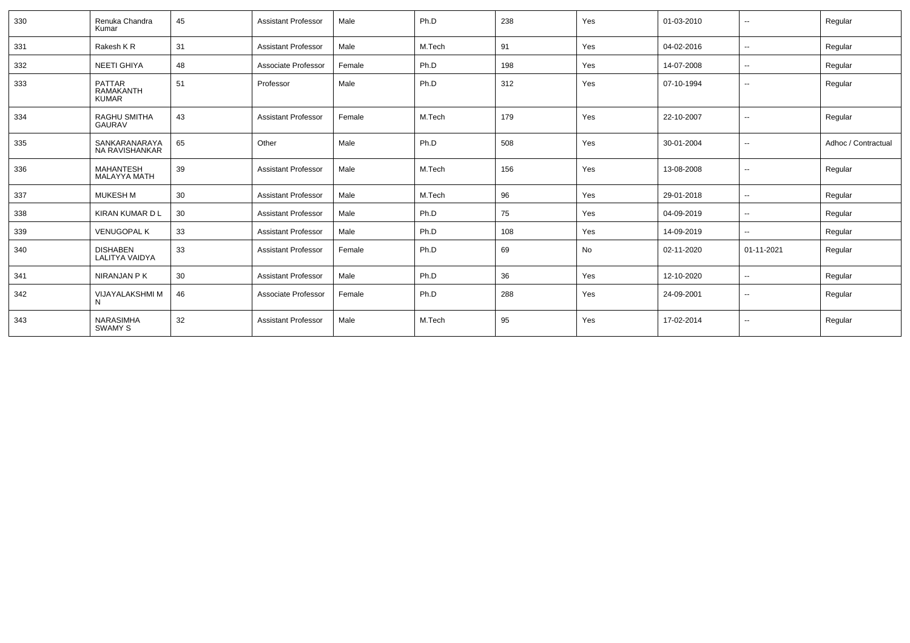| | | | | | | | | | | |
|---|---|---|---|---|---|---|---|---|---|---|
| 330 | Renuka Chandra Kumar | 45 | Assistant Professor | Male | Ph.D | 238 | Yes | 01-03-2010 | -- | Regular |
| 331 | Rakesh K R | 31 | Assistant Professor | Male | M.Tech | 91 | Yes | 04-02-2016 | -- | Regular |
| 332 | NEETI GHIYA | 48 | Associate Professor | Female | Ph.D | 198 | Yes | 14-07-2008 | -- | Regular |
| 333 | PATTAR RAMAKANTH KUMAR | 51 | Professor | Male | Ph.D | 312 | Yes | 07-10-1994 | -- | Regular |
| 334 | RAGHU SMITHA GAURAV | 43 | Assistant Professor | Female | M.Tech | 179 | Yes | 22-10-2007 | -- | Regular |
| 335 | SANKARANARAYANA RAVISHANKAR | 65 | Other | Male | Ph.D | 508 | Yes | 30-01-2004 | -- | Adhoc / Contractual |
| 336 | MAHANTESH MALAYYA MATH | 39 | Assistant Professor | Male | M.Tech | 156 | Yes | 13-08-2008 | -- | Regular |
| 337 | MUKESH M | 30 | Assistant Professor | Male | M.Tech | 96 | Yes | 29-01-2018 | -- | Regular |
| 338 | KIRAN KUMAR D L | 30 | Assistant Professor | Male | Ph.D | 75 | Yes | 04-09-2019 | -- | Regular |
| 339 | VENUGOPAL K | 33 | Assistant Professor | Male | Ph.D | 108 | Yes | 14-09-2019 | -- | Regular |
| 340 | DISHABEN LALITYA VAIDYA | 33 | Assistant Professor | Female | Ph.D | 69 | No | 02-11-2020 | 01-11-2021 | Regular |
| 341 | NIRANJAN P K | 30 | Assistant Professor | Male | Ph.D | 36 | Yes | 12-10-2020 | -- | Regular |
| 342 | VIJAYALAKSHMI M N | 46 | Associate Professor | Female | Ph.D | 288 | Yes | 24-09-2001 | -- | Regular |
| 343 | NARASIMHA SWAMY S | 32 | Assistant Professor | Male | M.Tech | 95 | Yes | 17-02-2014 | -- | Regular |